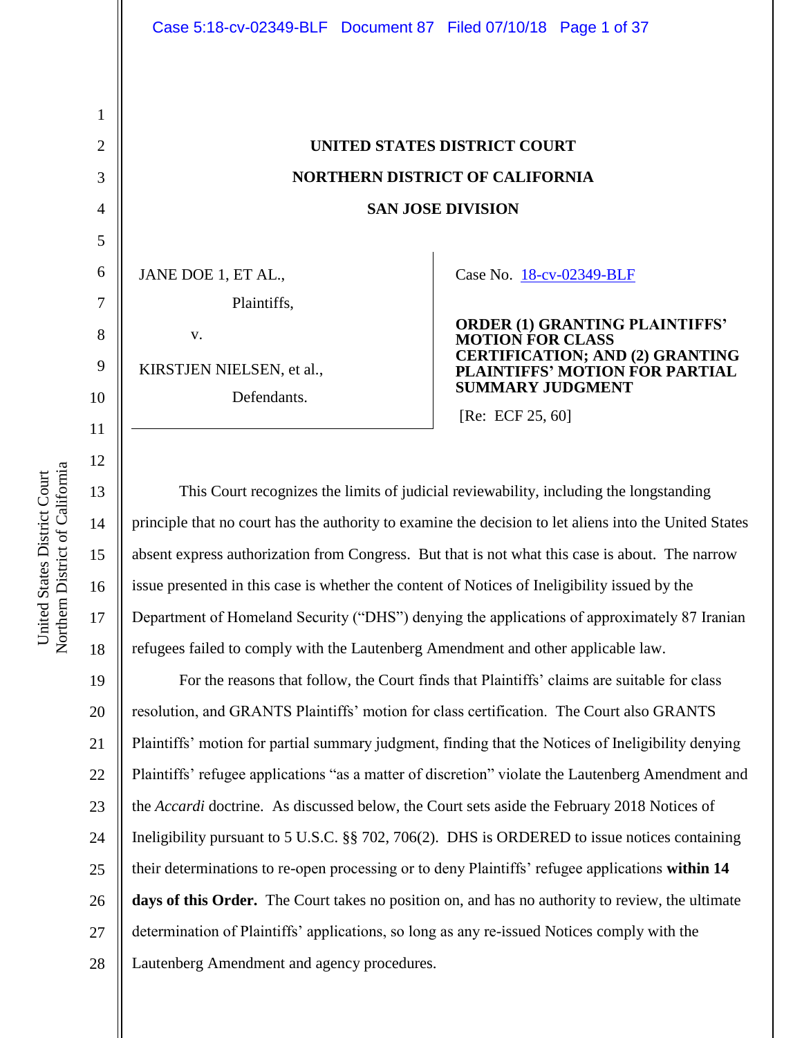# UNITED STATES DISTRICT COURT

# NORTHERN DISTRICT OF CALIFORNIA

# SAN JOSE DIVISION

JANE DOE 1, ET AL.,

Plaintiffs,

v.

KIRSTJEN NIELSEN, et al.,

Defendants.

Case No. 18-cv-02349-BLF

**ORDER (1) GRANTING PLAINTIFFS' MOTION FOR CLASS CERTIFICATION; AND (2) GRANTING PLAINTIFFS' MOTION FOR PARTIAL SUMMARY JUDGMENT**

[Re: ECF 25, 60]

This Court recognizes the limits of judicial reviewability, including the longstanding principle that no court has the authority to examine the decision to let aliens into the United States absent express authorization from Congress. But that is not what this case is about. The narrow issue presented in this case is whether the content of Notices of Ineligibility issued by the Department of Homeland Security ("DHS") denying the applications of approximately 87 Iranian refugees failed to comply with the Lautenberg Amendment and other applicable law.

For the reasons that follow, the Court finds that Plaintiffs' claims are suitable for class resolution, and GRANTS Plaintiffs' motion for class certification. The Court also GRANTS Plaintiffs' motion for partial summary judgment, finding that the Notices of Ineligibility denying Plaintiffs' refugee applications "as a matter of discretion" violate the Lautenberg Amendment and the *Accardi* doctrine. As discussed below, the Court sets aside the February 2018 Notices of Ineligibility pursuant to 5 U.S.C. §§ 702, 706(2). DHS is ORDERED to issue notices containing their determinations to re-open processing or to deny Plaintiffs' refugee applications **within 14 days of this Order.** The Court takes no position on, and has no authority to review, the ultimate determination of Plaintiffs' applications, so long as any re-issued Notices comply with the Lautenberg Amendment and agency procedures.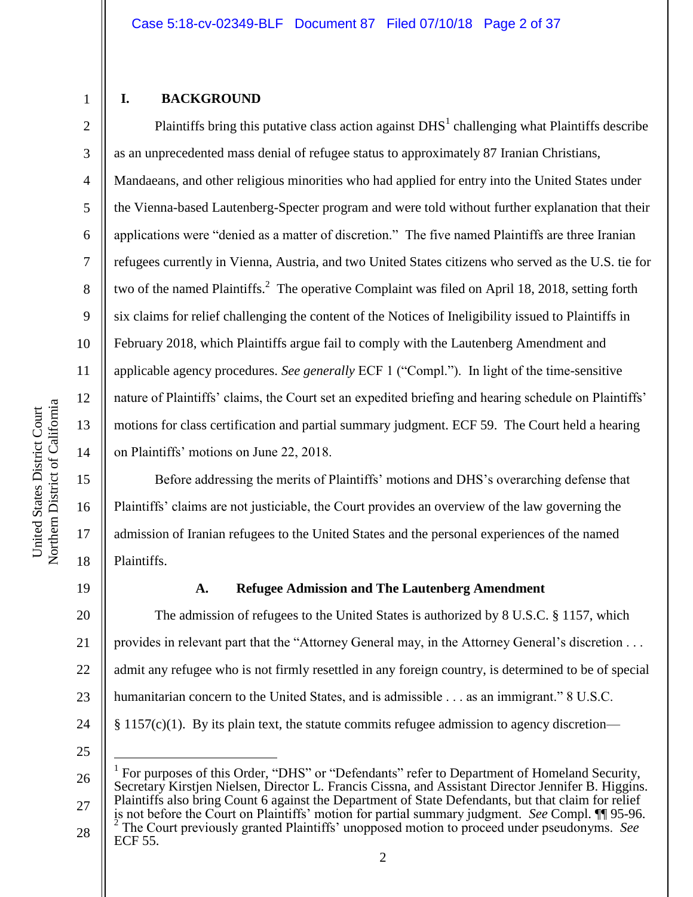## I. BACKGROUND

Plaintiffs bring this putative class action against DHS[1] challenging what Plaintiffs describe as an unprecedented mass denial of refugee status to approximately 87 Iranian Christians, Mandaeans, and other religious minorities who had applied for entry into the United States under the Vienna-based Lautenberg-Specter program and were told without further explanation that their applications were "denied as a matter of discretion." The five named Plaintiffs are three Iranian refugees currently in Vienna, Austria, and two United States citizens who served as the U.S. tie for two of the named Plaintiffs.[2] The operative Complaint was filed on April 18, 2018, setting forth six claims for relief challenging the content of the Notices of Ineligibility issued to Plaintiffs in February 2018, which Plaintiffs argue fail to comply with the Lautenberg Amendment and applicable agency procedures. *See generally* ECF 1 ("Compl."). In light of the time-sensitive nature of Plaintiffs' claims, the Court set an expedited briefing and hearing schedule on Plaintiffs' motions for class certification and partial summary judgment. ECF 59. The Court held a hearing on Plaintiffs' motions on June 22, 2018.

Before addressing the merits of Plaintiffs' motions and DHS's overarching defense that Plaintiffs' claims are not justiciable, the Court provides an overview of the law governing the admission of Iranian refugees to the United States and the personal experiences of the named Plaintiffs.

### A. Refugee Admission and The Lautenberg Amendment

The admission of refugees to the United States is authorized by 8 U.S.C. § 1157, which provides in relevant part that the "Attorney General may, in the Attorney General's discretion . . . admit any refugee who is not firmly resettled in any foreign country, is determined to be of special humanitarian concern to the United States, and is admissible . . . as an immigrant." 8 U.S.C. § 1157(c)(1). By its plain text, the statute commits refugee admission to agency discretion—

---

[1] For purposes of this Order, "DHS" or "Defendants" refer to Department of Homeland Security, Secretary Kirstjen Nielsen, Director L. Francis Cissna, and Assistant Director Jennifer B. Higgins. Plaintiffs also bring Count 6 against the Department of State Defendants, but that claim for relief is not before the Court on Plaintiffs' motion for partial summary judgment. *See* Compl. ¶¶ 95-96.

[2] The Court previously granted Plaintiffs' unopposed motion to proceed under pseudonyms. *See* ECF 55.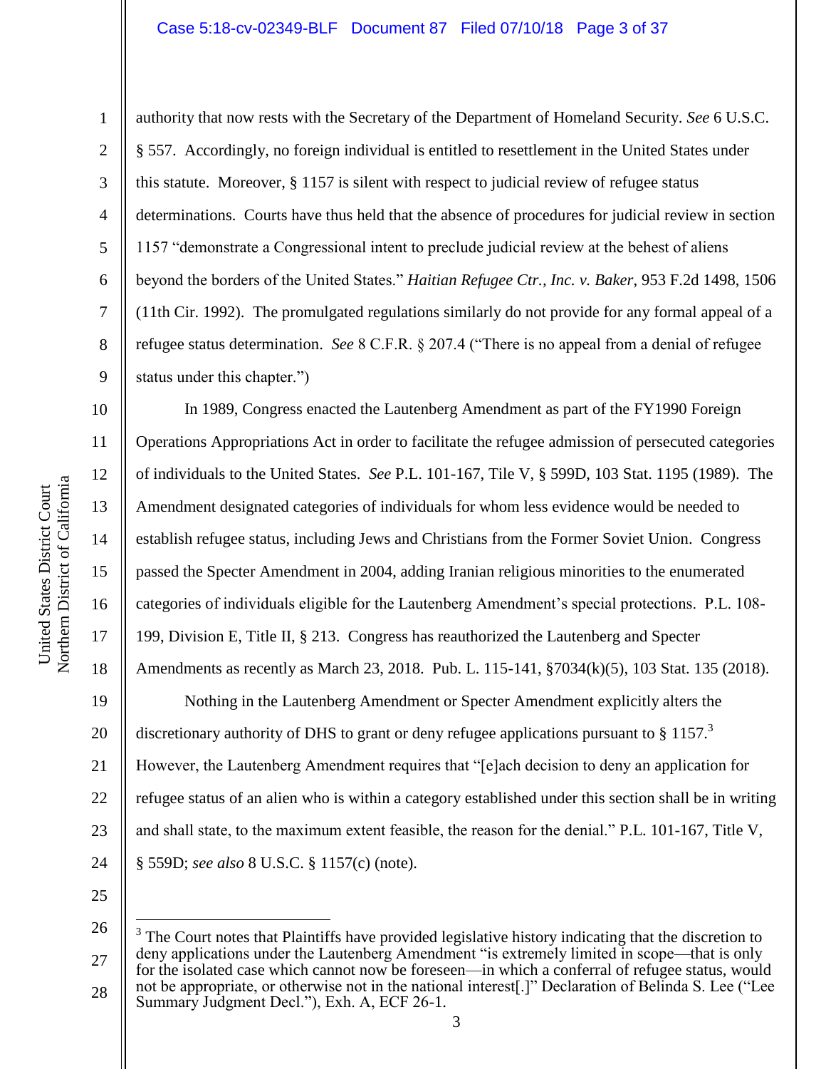authority that now rests with the Secretary of the Department of Homeland Security. *See* 6 U.S.C. § 557. Accordingly, no foreign individual is entitled to resettlement in the United States under this statute. Moreover, § 1157 is silent with respect to judicial review of refugee status determinations. Courts have thus held that the absence of procedures for judicial review in section 1157 "demonstrate a Congressional intent to preclude judicial review at the behest of aliens beyond the borders of the United States." *Haitian Refugee Ctr., Inc. v. Baker*, 953 F.2d 1498, 1506 (11th Cir. 1992). The promulgated regulations similarly do not provide for any formal appeal of a refugee status determination. *See* 8 C.F.R. § 207.4 ("There is no appeal from a denial of refugee status under this chapter.")

In 1989, Congress enacted the Lautenberg Amendment as part of the FY1990 Foreign Operations Appropriations Act in order to facilitate the refugee admission of persecuted categories of individuals to the United States. *See* P.L. 101-167, Tile V, § 599D, 103 Stat. 1195 (1989). The Amendment designated categories of individuals for whom less evidence would be needed to establish refugee status, including Jews and Christians from the Former Soviet Union. Congress passed the Specter Amendment in 2004, adding Iranian religious minorities to the enumerated categories of individuals eligible for the Lautenberg Amendment's special protections. P.L. 108-199, Division E, Title II, § 213. Congress has reauthorized the Lautenberg and Specter Amendments as recently as March 23, 2018. Pub. L. 115-141, §7034(k)(5), 103 Stat. 135 (2018).

Nothing in the Lautenberg Amendment or Specter Amendment explicitly alters the discretionary authority of DHS to grant or deny refugee applications pursuant to § 1157.[3] However, the Lautenberg Amendment requires that "[e]ach decision to deny an application for refugee status of an alien who is within a category established under this section shall be in writing and shall state, to the maximum extent feasible, the reason for the denial." P.L. 101-167, Title V, § 559D; *see also* 8 U.S.C. § 1157(c) (note).

---

[3] The Court notes that Plaintiffs have provided legislative history indicating that the discretion to deny applications under the Lautenberg Amendment "is extremely limited in scope—that is only for the isolated case which cannot now be foreseen—in which a conferral of refugee status, would not be appropriate, or otherwise not in the national interest[.]" Declaration of Belinda S. Lee ("Lee Summary Judgment Decl."), Exh. A, ECF 26-1.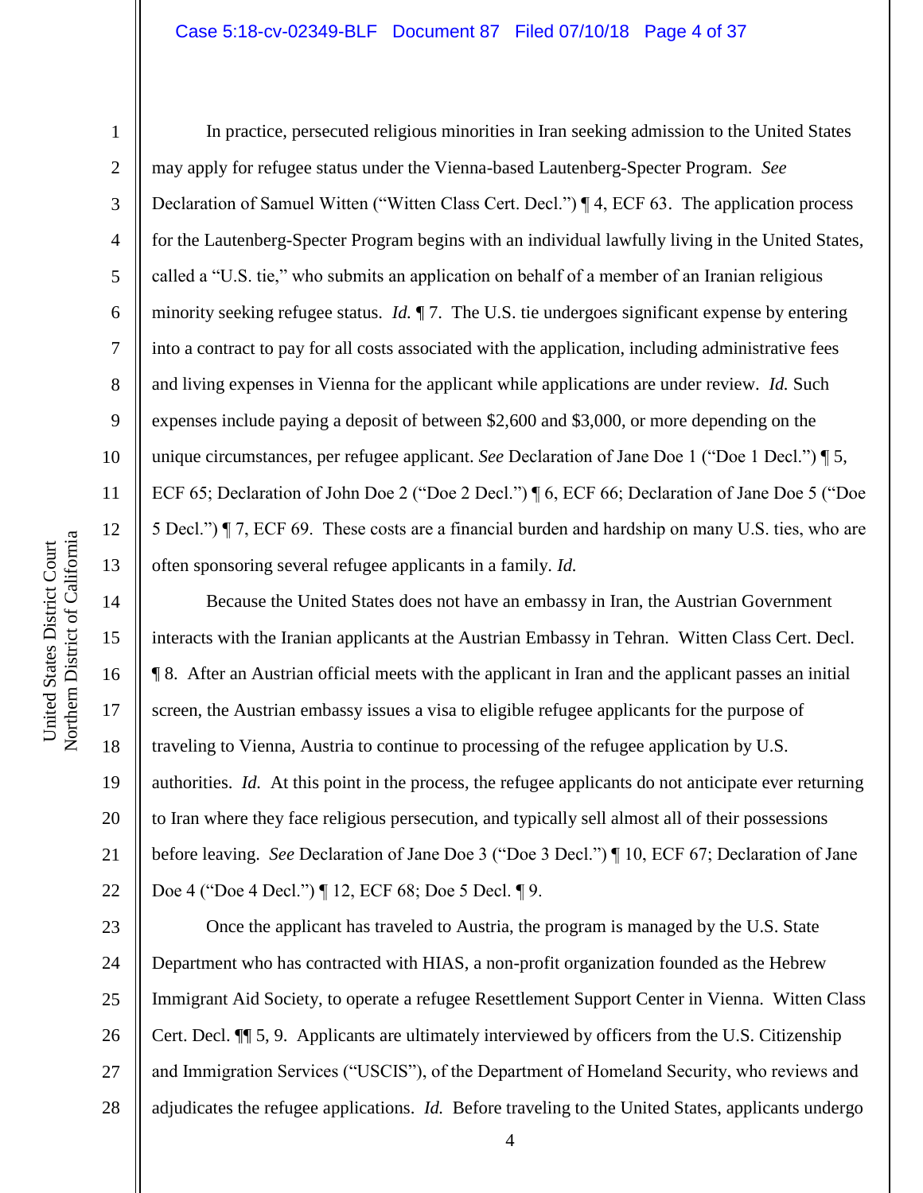In practice, persecuted religious minorities in Iran seeking admission to the United States may apply for refugee status under the Vienna-based Lautenberg-Specter Program. *See* Declaration of Samuel Witten ("Witten Class Cert. Decl.") ¶ 4, ECF 63. The application process for the Lautenberg-Specter Program begins with an individual lawfully living in the United States, called a "U.S. tie," who submits an application on behalf of a member of an Iranian religious minority seeking refugee status. *Id.* ¶ 7. The U.S. tie undergoes significant expense by entering into a contract to pay for all costs associated with the application, including administrative fees and living expenses in Vienna for the applicant while applications are under review. *Id.* Such expenses include paying a deposit of between $2,600 and $3,000, or more depending on the unique circumstances, per refugee applicant. *See* Declaration of Jane Doe 1 ("Doe 1 Decl.") ¶ 5, ECF 65; Declaration of John Doe 2 ("Doe 2 Decl.") ¶ 6, ECF 66; Declaration of Jane Doe 5 ("Doe 5 Decl.") ¶ 7, ECF 69. These costs are a financial burden and hardship on many U.S. ties, who are often sponsoring several refugee applicants in a family. *Id.*

Because the United States does not have an embassy in Iran, the Austrian Government interacts with the Iranian applicants at the Austrian Embassy in Tehran. Witten Class Cert. Decl. ¶ 8. After an Austrian official meets with the applicant in Iran and the applicant passes an initial screen, the Austrian embassy issues a visa to eligible refugee applicants for the purpose of traveling to Vienna, Austria to continue to processing of the refugee application by U.S. authorities. *Id.* At this point in the process, the refugee applicants do not anticipate ever returning to Iran where they face religious persecution, and typically sell almost all of their possessions before leaving. *See* Declaration of Jane Doe 3 ("Doe 3 Decl.") ¶ 10, ECF 67; Declaration of Jane Doe 4 ("Doe 4 Decl.") ¶ 12, ECF 68; Doe 5 Decl. ¶ 9.

Once the applicant has traveled to Austria, the program is managed by the U.S. State Department who has contracted with HIAS, a non-profit organization founded as the Hebrew Immigrant Aid Society, to operate a refugee Resettlement Support Center in Vienna. Witten Class Cert. Decl. ¶¶ 5, 9. Applicants are ultimately interviewed by officers from the U.S. Citizenship and Immigration Services ("USCIS"), of the Department of Homeland Security, who reviews and adjudicates the refugee applications. *Id.* Before traveling to the United States, applicants undergo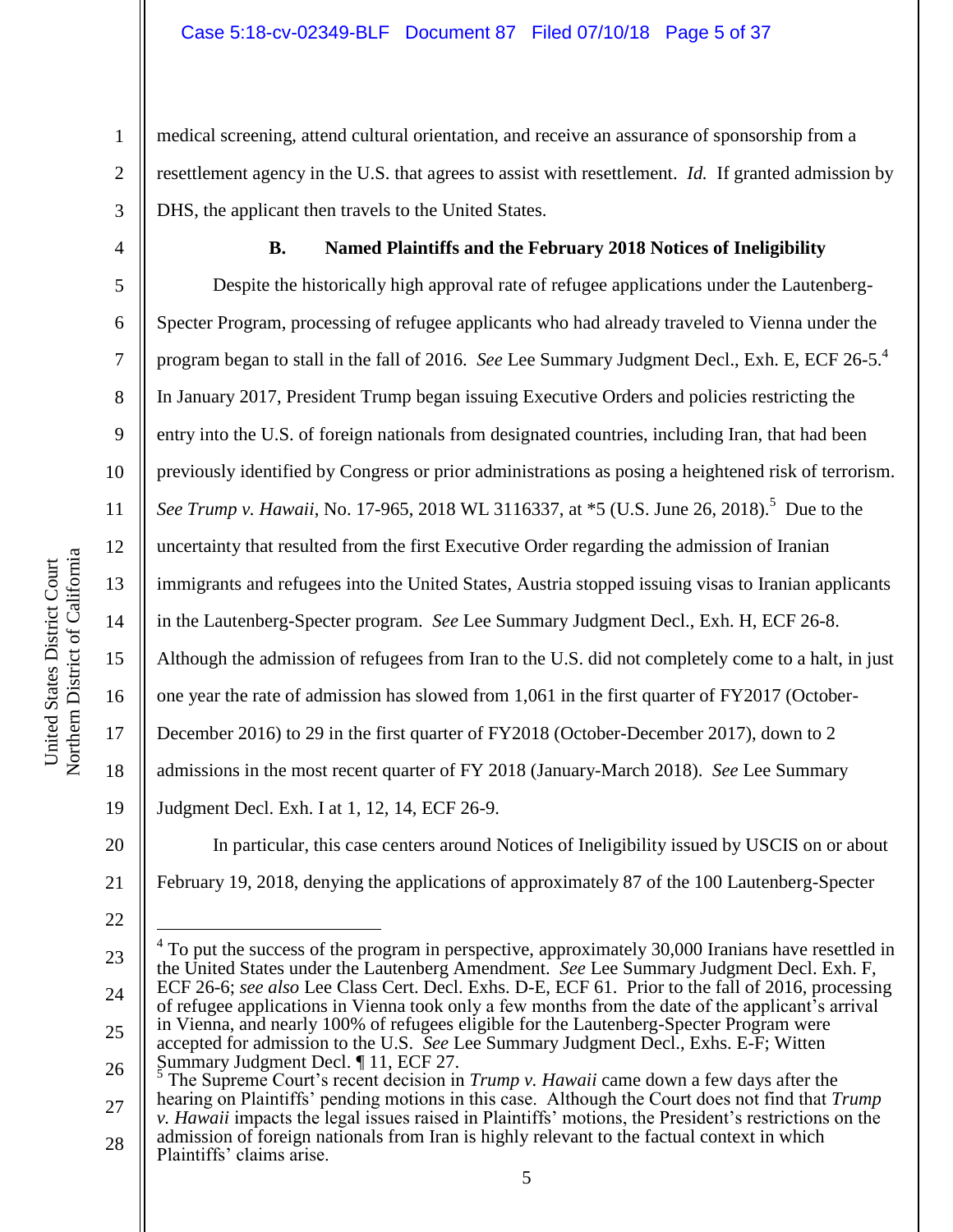medical screening, attend cultural orientation, and receive an assurance of sponsorship from a resettlement agency in the U.S. that agrees to assist with resettlement. *Id.* If granted admission by DHS, the applicant then travels to the United States.

**B. Named Plaintiffs and the February 2018 Notices of Ineligibility**

Despite the historically high approval rate of refugee applications under the Lautenberg-Specter Program, processing of refugee applicants who had already traveled to Vienna under the program began to stall in the fall of 2016. *See* Lee Summary Judgment Decl., Exh. E, ECF 26-5.[4] In January 2017, President Trump began issuing Executive Orders and policies restricting the entry into the U.S. of foreign nationals from designated countries, including Iran, that had been previously identified by Congress or prior administrations as posing a heightened risk of terrorism. *See Trump v. Hawaii*, No. 17-965, 2018 WL 3116337, at *5 (U.S. June 26, 2018).[5] Due to the uncertainty that resulted from the first Executive Order regarding the admission of Iranian immigrants and refugees into the United States, Austria stopped issuing visas to Iranian applicants in the Lautenberg-Specter program. *See* Lee Summary Judgment Decl., Exh. H, ECF 26-8. Although the admission of refugees from Iran to the U.S. did not completely come to a halt, in just one year the rate of admission has slowed from 1,061 in the first quarter of FY2017 (October-December 2016) to 29 in the first quarter of FY2018 (October-December 2017), down to 2 admissions in the most recent quarter of FY 2018 (January-March 2018). *See* Lee Summary Judgment Decl. Exh. I at 1, 12, 14, ECF 26-9.

In particular, this case centers around Notices of Ineligibility issued by USCIS on or about February 19, 2018, denying the applications of approximately 87 of the 100 Lautenberg-Specter

---

[4] To put the success of the program in perspective, approximately 30,000 Iranians have resettled in the United States under the Lautenberg Amendment. *See* Lee Summary Judgment Decl. Exh. F, ECF 26-6; *see also* Lee Class Cert. Decl. Exhs. D-E, ECF 61. Prior to the fall of 2016, processing of refugee applications in Vienna took only a few months from the date of the applicant's arrival in Vienna, and nearly 100% of refugees eligible for the Lautenberg-Specter Program were accepted for admission to the U.S. *See* Lee Summary Judgment Decl., Exhs. E-F; Witten Summary Judgment Decl. ¶ 11, ECF 27.

[5] The Supreme Court's recent decision in *Trump v. Hawaii* came down a few days after the hearing on Plaintiffs' pending motions in this case. Although the Court does not find that *Trump v. Hawaii* impacts the legal issues raised in Plaintiffs' motions, the President's restrictions on the admission of foreign nationals from Iran is highly relevant to the factual context in which Plaintiffs' claims arise.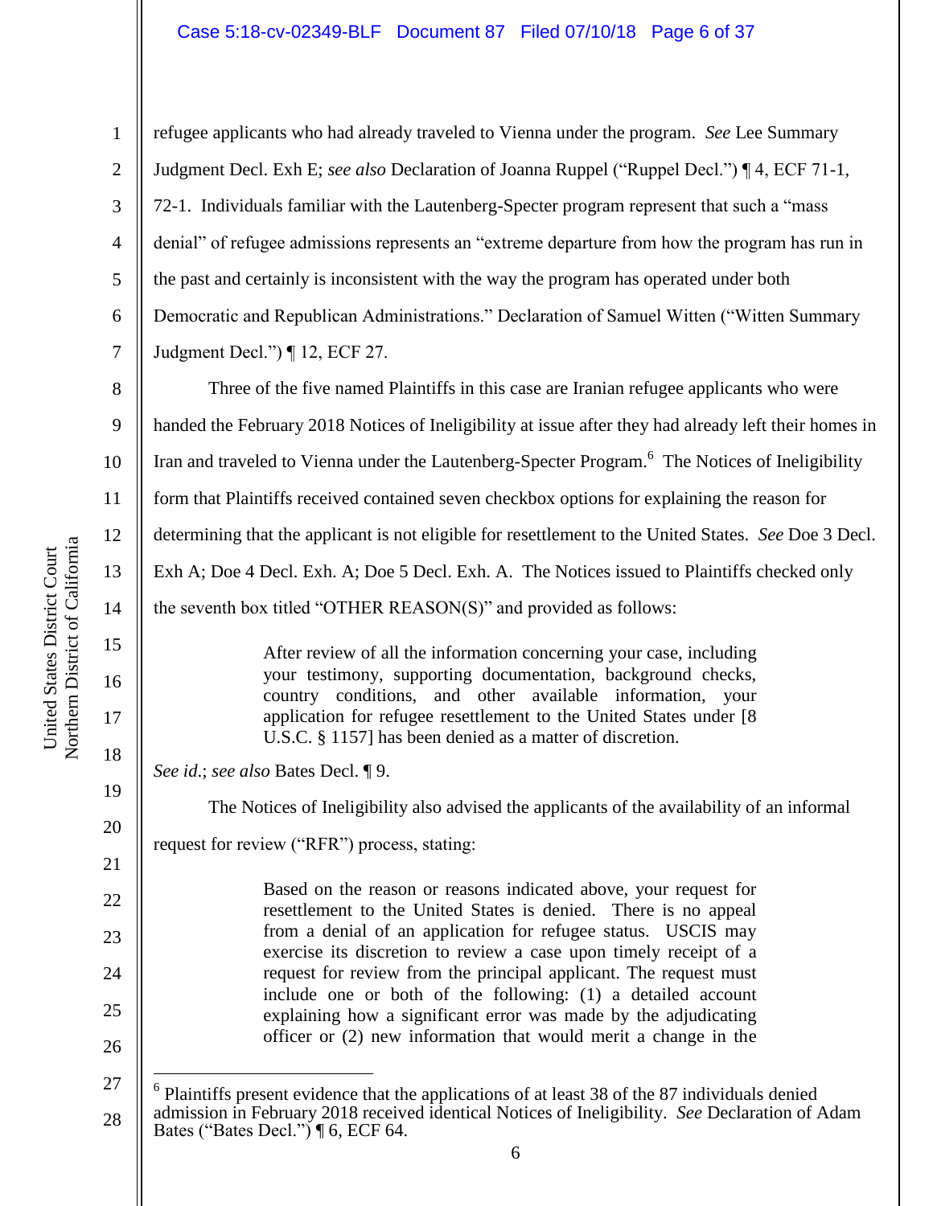refugee applicants who had already traveled to Vienna under the program. *See* Lee Summary Judgment Decl. Exh E; *see also* Declaration of Joanna Ruppel ("Ruppel Decl.") ¶ 4, ECF 71-1, 72-1. Individuals familiar with the Lautenberg-Specter program represent that such a "mass denial" of refugee admissions represents an "extreme departure from how the program has run in the past and certainly is inconsistent with the way the program has operated under both Democratic and Republican Administrations." Declaration of Samuel Witten ("Witten Summary Judgment Decl.") ¶ 12, ECF 27.

Three of the five named Plaintiffs in this case are Iranian refugee applicants who were handed the February 2018 Notices of Ineligibility at issue after they had already left their homes in Iran and traveled to Vienna under the Lautenberg-Specter Program.[6] The Notices of Ineligibility form that Plaintiffs received contained seven checkbox options for explaining the reason for determining that the applicant is not eligible for resettlement to the United States. *See* Doe 3 Decl. Exh A; Doe 4 Decl. Exh. A; Doe 5 Decl. Exh. A. The Notices issued to Plaintiffs checked only the seventh box titled "OTHER REASON(S)" and provided as follows:

> After review of all the information concerning your case, including your testimony, supporting documentation, background checks, country conditions, and other available information, your application for refugee resettlement to the United States under [8 U.S.C. § 1157] has been denied as a matter of discretion.

*See id*.; *see also* Bates Decl. ¶ 9.

The Notices of Ineligibility also advised the applicants of the availability of an informal request for review ("RFR") process, stating:

> Based on the reason or reasons indicated above, your request for resettlement to the United States is denied. There is no appeal from a denial of an application for refugee status. USCIS may exercise its discretion to review a case upon timely receipt of a request for review from the principal applicant. The request must include one or both of the following: (1) a detailed account explaining how a significant error was made by the adjudicating officer or (2) new information that would merit a change in the

[6] Plaintiffs present evidence that the applications of at least 38 of the 87 individuals denied admission in February 2018 received identical Notices of Ineligibility. *See* Declaration of Adam Bates ("Bates Decl.") ¶ 6, ECF 64.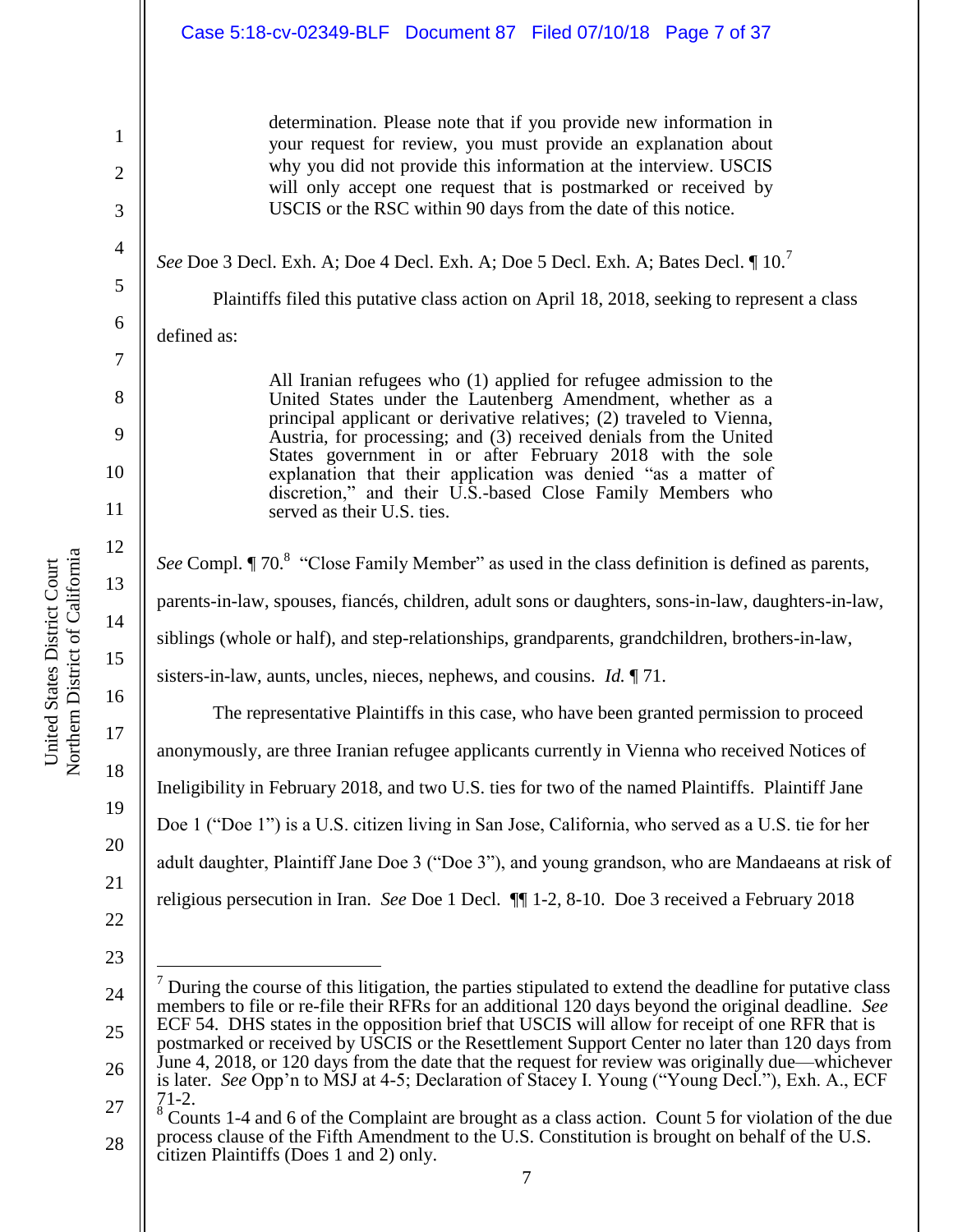> determination. Please note that if you provide new information in your request for review, you must provide an explanation about why you did not provide this information at the interview. USCIS will only accept one request that is postmarked or received by USCIS or the RSC within 90 days from the date of this notice.

*See* Doe 3 Decl. Exh. A; Doe 4 Decl. Exh. A; Doe 5 Decl. Exh. A; Bates Decl. ¶ 10.[7]

Plaintiffs filed this putative class action on April 18, 2018, seeking to represent a class defined as:

> All Iranian refugees who (1) applied for refugee admission to the United States under the Lautenberg Amendment, whether as a principal applicant or derivative relatives; (2) traveled to Vienna, Austria, for processing; and (3) received denials from the United States government in or after February 2018 with the sole explanation that their application was denied "as a matter of discretion," and their U.S.-based Close Family Members who served as their U.S. ties.

*See* Compl. ¶ 70.[8] "Close Family Member" as used in the class definition is defined as parents, parents-in-law, spouses, fiancés, children, adult sons or daughters, sons-in-law, daughters-in-law, siblings (whole or half), and step-relationships, grandparents, grandchildren, brothers-in-law, sisters-in-law, aunts, uncles, nieces, nephews, and cousins. *Id.* ¶ 71.

The representative Plaintiffs in this case, who have been granted permission to proceed anonymously, are three Iranian refugee applicants currently in Vienna who received Notices of Ineligibility in February 2018, and two U.S. ties for two of the named Plaintiffs. Plaintiff Jane Doe 1 ("Doe 1") is a U.S. citizen living in San Jose, California, who served as a U.S. tie for her adult daughter, Plaintiff Jane Doe 3 ("Doe 3"), and young grandson, who are Mandaeans at risk of religious persecution in Iran. *See* Doe 1 Decl. ¶¶ 1-2, 8-10. Doe 3 received a February 2018

---

[7] During the course of this litigation, the parties stipulated to extend the deadline for putative class members to file or re-file their RFRs for an additional 120 days beyond the original deadline. *See* ECF 54. DHS states in the opposition brief that USCIS will allow for receipt of one RFR that is postmarked or received by USCIS or the Resettlement Support Center no later than 120 days from June 4, 2018, or 120 days from the date that the request for review was originally due—whichever is later. *See* Opp'n to MSJ at 4-5; Declaration of Stacey I. Young ("Young Decl."), Exh. A., ECF 71-2.

[8] Counts 1-4 and 6 of the Complaint are brought as a class action. Count 5 for violation of the due process clause of the Fifth Amendment to the U.S. Constitution is brought on behalf of the U.S. citizen Plaintiffs (Does 1 and 2) only.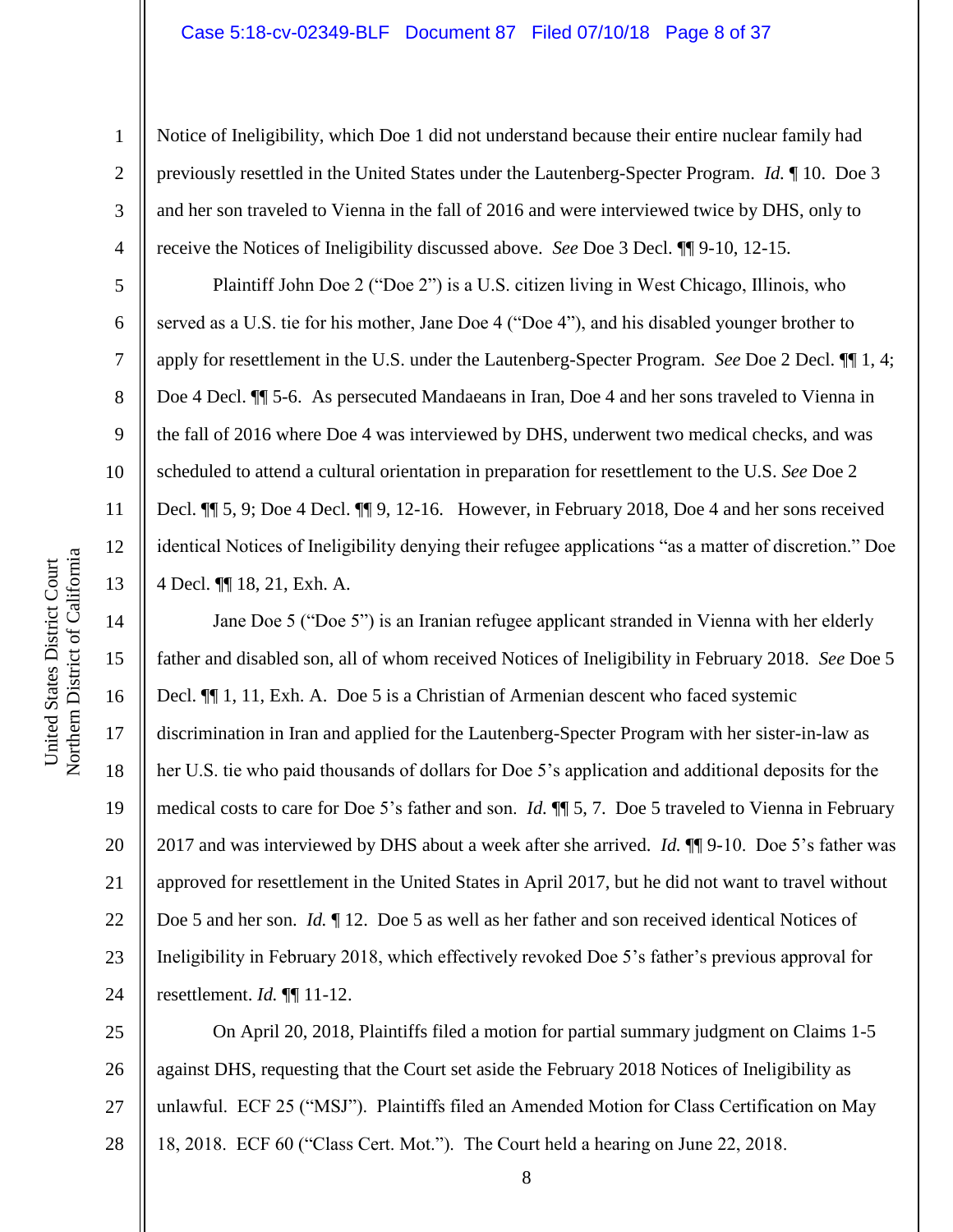Notice of Ineligibility, which Doe 1 did not understand because their entire nuclear family had previously resettled in the United States under the Lautenberg-Specter Program. *Id.* ¶ 10. Doe 3 and her son traveled to Vienna in the fall of 2016 and were interviewed twice by DHS, only to receive the Notices of Ineligibility discussed above. *See* Doe 3 Decl. ¶¶ 9-10, 12-15.

Plaintiff John Doe 2 ("Doe 2") is a U.S. citizen living in West Chicago, Illinois, who served as a U.S. tie for his mother, Jane Doe 4 ("Doe 4"), and his disabled younger brother to apply for resettlement in the U.S. under the Lautenberg-Specter Program. *See* Doe 2 Decl. ¶¶ 1, 4; Doe 4 Decl. ¶¶ 5-6. As persecuted Mandaeans in Iran, Doe 4 and her sons traveled to Vienna in the fall of 2016 where Doe 4 was interviewed by DHS, underwent two medical checks, and was scheduled to attend a cultural orientation in preparation for resettlement to the U.S. *See* Doe 2 Decl. ¶¶ 5, 9; Doe 4 Decl. ¶¶ 9, 12-16. However, in February 2018, Doe 4 and her sons received identical Notices of Ineligibility denying their refugee applications "as a matter of discretion." Doe 4 Decl. ¶¶ 18, 21, Exh. A.

Jane Doe 5 ("Doe 5") is an Iranian refugee applicant stranded in Vienna with her elderly father and disabled son, all of whom received Notices of Ineligibility in February 2018. *See* Doe 5 Decl. ¶¶ 1, 11, Exh. A. Doe 5 is a Christian of Armenian descent who faced systemic discrimination in Iran and applied for the Lautenberg-Specter Program with her sister-in-law as her U.S. tie who paid thousands of dollars for Doe 5's application and additional deposits for the medical costs to care for Doe 5's father and son. *Id.* ¶¶ 5, 7. Doe 5 traveled to Vienna in February 2017 and was interviewed by DHS about a week after she arrived. *Id.* ¶¶ 9-10. Doe 5's father was approved for resettlement in the United States in April 2017, but he did not want to travel without Doe 5 and her son. *Id.* ¶ 12. Doe 5 as well as her father and son received identical Notices of Ineligibility in February 2018, which effectively revoked Doe 5's father's previous approval for resettlement. *Id.* ¶¶ 11-12.

On April 20, 2018, Plaintiffs filed a motion for partial summary judgment on Claims 1-5 against DHS, requesting that the Court set aside the February 2018 Notices of Ineligibility as unlawful. ECF 25 ("MSJ"). Plaintiffs filed an Amended Motion for Class Certification on May 18, 2018. ECF 60 ("Class Cert. Mot."). The Court held a hearing on June 22, 2018.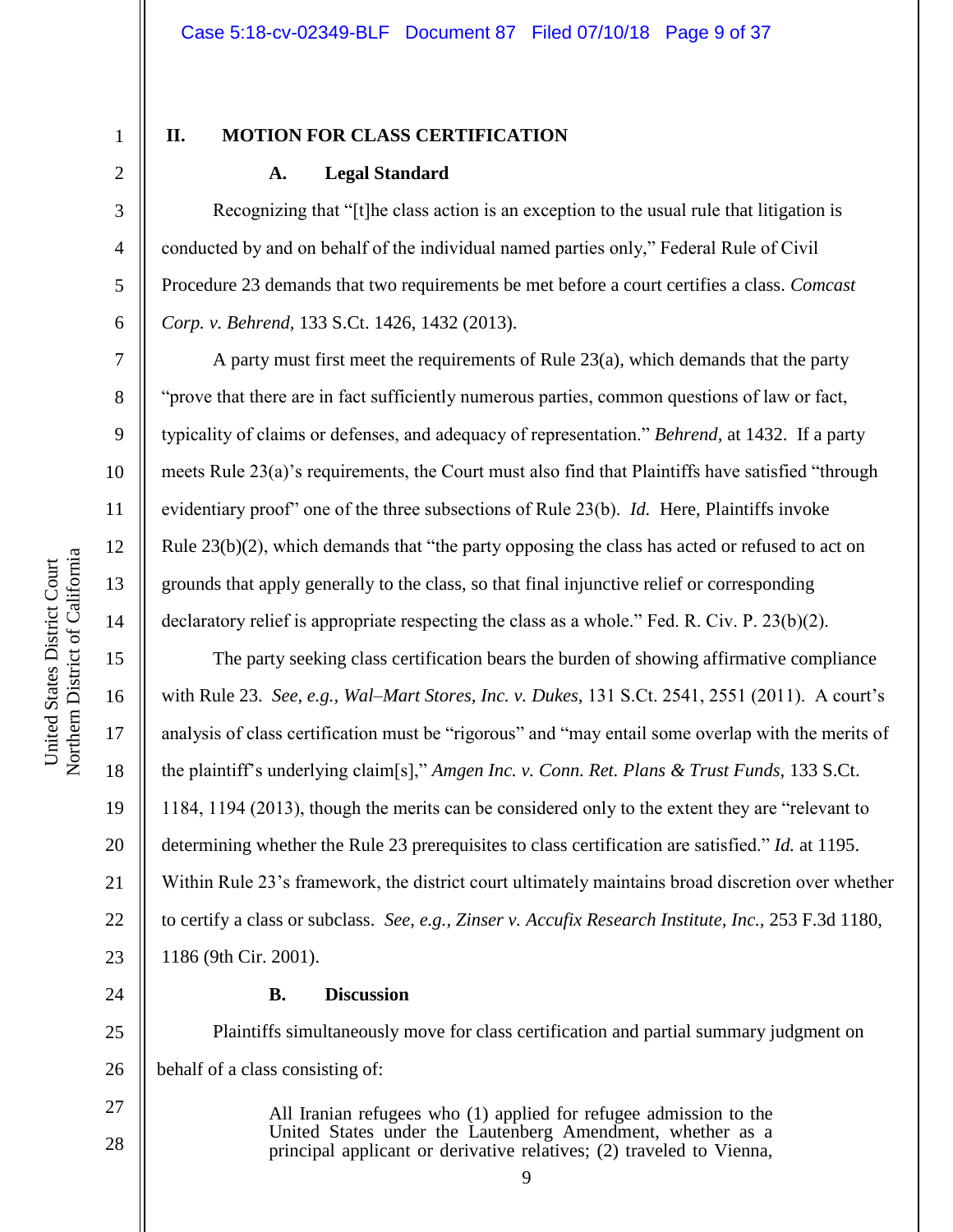## II. MOTION FOR CLASS CERTIFICATION

### A. Legal Standard

Recognizing that "[t]he class action is an exception to the usual rule that litigation is conducted by and on behalf of the individual named parties only," Federal Rule of Civil Procedure 23 demands that two requirements be met before a court certifies a class. *Comcast Corp. v. Behrend*, 133 S.Ct. 1426, 1432 (2013).

A party must first meet the requirements of Rule 23(a), which demands that the party "prove that there are in fact sufficiently numerous parties, common questions of law or fact, typicality of claims or defenses, and adequacy of representation." *Behrend*, at 1432. If a party meets Rule 23(a)'s requirements, the Court must also find that Plaintiffs have satisfied "through evidentiary proof" one of the three subsections of Rule 23(b). *Id.* Here, Plaintiffs invoke Rule 23(b)(2), which demands that "the party opposing the class has acted or refused to act on grounds that apply generally to the class, so that final injunctive relief or corresponding declaratory relief is appropriate respecting the class as a whole." Fed. R. Civ. P. 23(b)(2).

The party seeking class certification bears the burden of showing affirmative compliance with Rule 23. *See, e.g., Wal–Mart Stores, Inc. v. Dukes,* 131 S.Ct. 2541, 2551 (2011). A court's analysis of class certification must be "rigorous" and "may entail some overlap with the merits of the plaintiff's underlying claim[s]," *Amgen Inc. v. Conn. Ret. Plans & Trust Funds,* 133 S.Ct. 1184, 1194 (2013), though the merits can be considered only to the extent they are "relevant to determining whether the Rule 23 prerequisites to class certification are satisfied." *Id.* at 1195. Within Rule 23's framework, the district court ultimately maintains broad discretion over whether to certify a class or subclass. *See, e.g., Zinser v. Accufix Research Institute, Inc.,* 253 F.3d 1180, 1186 (9th Cir. 2001).

### B. Discussion

Plaintiffs simultaneously move for class certification and partial summary judgment on behalf of a class consisting of:

> All Iranian refugees who (1) applied for refugee admission to the United States under the Lautenberg Amendment, whether as a principal applicant or derivative relatives; (2) traveled to Vienna,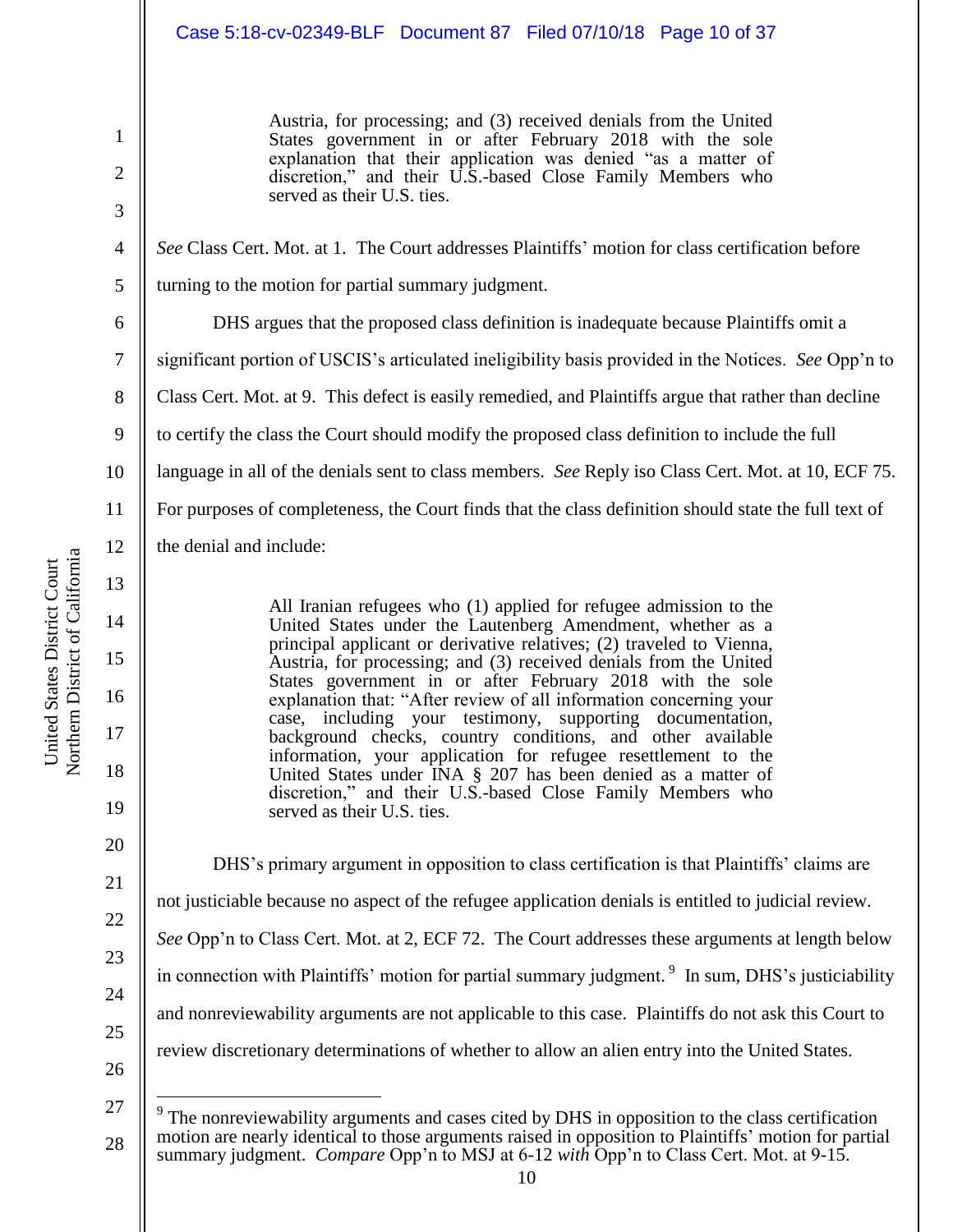> Austria, for processing; and (3) received denials from the United States government in or after February 2018 with the sole explanation that their application was denied "as a matter of discretion," and their U.S.-based Close Family Members who served as their U.S. ties.

*See* Class Cert. Mot. at 1. The Court addresses Plaintiffs' motion for class certification before turning to the motion for partial summary judgment.

DHS argues that the proposed class definition is inadequate because Plaintiffs omit a significant portion of USCIS's articulated ineligibility basis provided in the Notices. *See* Opp'n to Class Cert. Mot. at 9. This defect is easily remedied, and Plaintiffs argue that rather than decline to certify the class the Court should modify the proposed class definition to include the full language in all of the denials sent to class members. *See* Reply iso Class Cert. Mot. at 10, ECF 75. For purposes of completeness, the Court finds that the class definition should state the full text of the denial and include:

> All Iranian refugees who (1) applied for refugee admission to the United States under the Lautenberg Amendment, whether as a principal applicant or derivative relatives; (2) traveled to Vienna, Austria, for processing; and (3) received denials from the United States government in or after February 2018 with the sole explanation that: "After review of all information concerning your case, including your testimony, supporting documentation, background checks, country conditions, and other available information, your application for refugee resettlement to the United States under INA § 207 has been denied as a matter of discretion," and their U.S.-based Close Family Members who served as their U.S. ties.

DHS's primary argument in opposition to class certification is that Plaintiffs' claims are not justiciable because no aspect of the refugee application denials is entitled to judicial review. *See* Opp'n to Class Cert. Mot. at 2, ECF 72. The Court addresses these arguments at length below in connection with Plaintiffs' motion for partial summary judgment.[9] In sum, DHS's justiciability and nonreviewability arguments are not applicable to this case. Plaintiffs do not ask this Court to review discretionary determinations of whether to allow an alien entry into the United States.

---

[9] The nonreviewability arguments and cases cited by DHS in opposition to the class certification motion are nearly identical to those arguments raised in opposition to Plaintiffs' motion for partial summary judgment. *Compare* Opp'n to MSJ at 6-12 *with* Opp'n to Class Cert. Mot. at 9-15.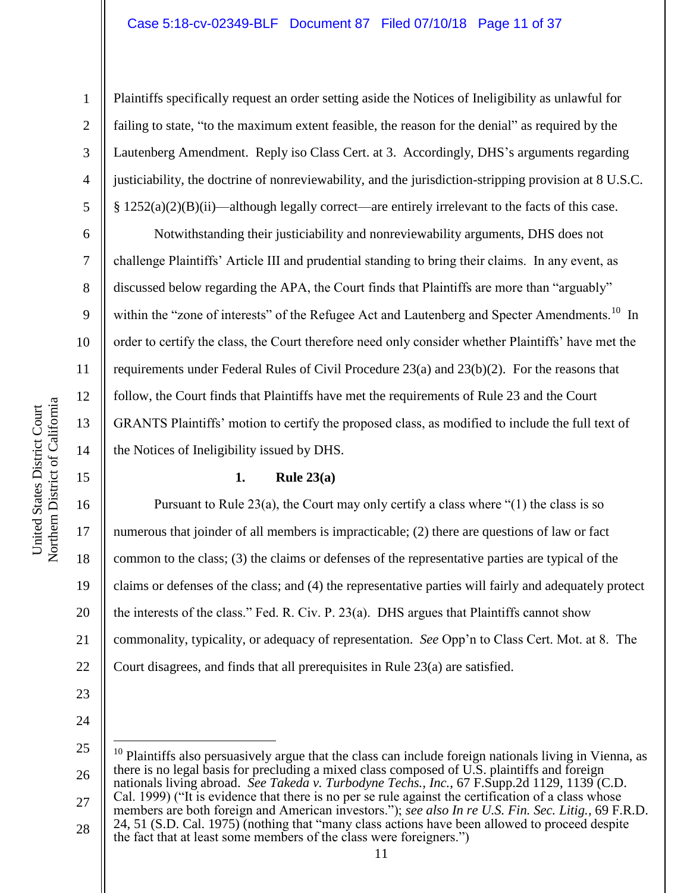Plaintiffs specifically request an order setting aside the Notices of Ineligibility as unlawful for failing to state, "to the maximum extent feasible, the reason for the denial" as required by the Lautenberg Amendment. Reply iso Class Cert. at 3. Accordingly, DHS's arguments regarding justiciability, the doctrine of nonreviewability, and the jurisdiction-stripping provision at 8 U.S.C. § 1252(a)(2)(B)(ii)—although legally correct—are entirely irrelevant to the facts of this case.

Notwithstanding their justiciability and nonreviewability arguments, DHS does not challenge Plaintiffs' Article III and prudential standing to bring their claims. In any event, as discussed below regarding the APA, the Court finds that Plaintiffs are more than "arguably" within the "zone of interests" of the Refugee Act and Lautenberg and Specter Amendments.[10] In order to certify the class, the Court therefore need only consider whether Plaintiffs' have met the requirements under Federal Rules of Civil Procedure 23(a) and 23(b)(2). For the reasons that follow, the Court finds that Plaintiffs have met the requirements of Rule 23 and the Court GRANTS Plaintiffs' motion to certify the proposed class, as modified to include the full text of the Notices of Ineligibility issued by DHS.

**1. Rule 23(a)**

Pursuant to Rule 23(a), the Court may only certify a class where "(1) the class is so numerous that joinder of all members is impracticable; (2) there are questions of law or fact common to the class; (3) the claims or defenses of the representative parties are typical of the claims or defenses of the class; and (4) the representative parties will fairly and adequately protect the interests of the class." Fed. R. Civ. P. 23(a). DHS argues that Plaintiffs cannot show commonality, typicality, or adequacy of representation. *See* Opp'n to Class Cert. Mot. at 8. The Court disagrees, and finds that all prerequisites in Rule 23(a) are satisfied.

---

[10] Plaintiffs also persuasively argue that the class can include foreign nationals living in Vienna, as there is no legal basis for precluding a mixed class composed of U.S. plaintiffs and foreign nationals living abroad. *See Takeda v. Turbodyne Techs., Inc.*, 67 F.Supp.2d 1129, 1139 (C.D. Cal. 1999) ("It is evidence that there is no per se rule against the certification of a class whose members are both foreign and American investors."); *see also In re U.S. Fin. Sec. Litig.*, 69 F.R.D. 24, 51 (S.D. Cal. 1975) (nothing that "many class actions have been allowed to proceed despite the fact that at least some members of the class were foreigners.")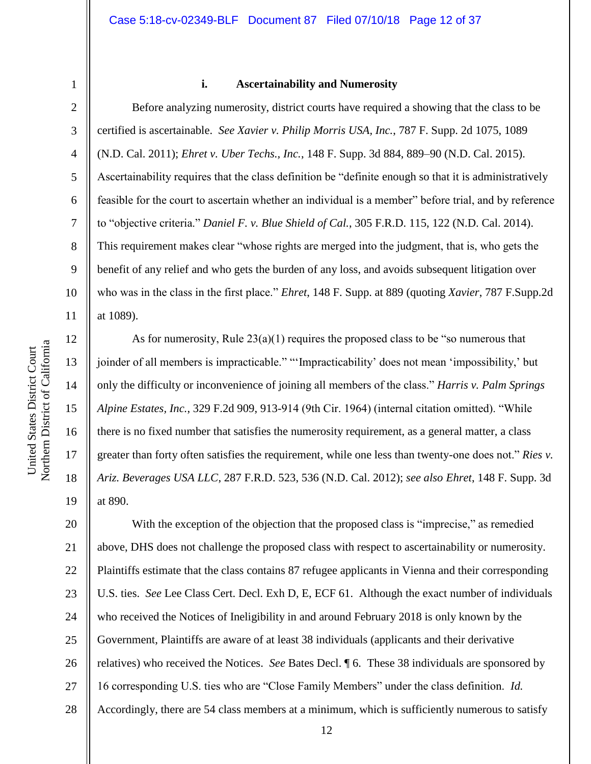#### i. Ascertainability and Numerosity

Before analyzing numerosity, district courts have required a showing that the class to be certified is ascertainable. *See Xavier v. Philip Morris USA, Inc.*, 787 F. Supp. 2d 1075, 1089 (N.D. Cal. 2011); *Ehret v. Uber Techs., Inc.*, 148 F. Supp. 3d 884, 889–90 (N.D. Cal. 2015). Ascertainability requires that the class definition be "definite enough so that it is administratively feasible for the court to ascertain whether an individual is a member" before trial, and by reference to "objective criteria." *Daniel F. v. Blue Shield of Cal.*, 305 F.R.D. 115, 122 (N.D. Cal. 2014). This requirement makes clear "whose rights are merged into the judgment, that is, who gets the benefit of any relief and who gets the burden of any loss, and avoids subsequent litigation over who was in the class in the first place." *Ehret*, 148 F. Supp. at 889 (quoting *Xavier*, 787 F.Supp.2d at 1089).

As for numerosity, Rule 23(a)(1) requires the proposed class to be "so numerous that joinder of all members is impracticable." "'Impracticability' does not mean 'impossibility,' but only the difficulty or inconvenience of joining all members of the class." *Harris v. Palm Springs Alpine Estates, Inc.*, 329 F.2d 909, 913-914 (9th Cir. 1964) (internal citation omitted). "While there is no fixed number that satisfies the numerosity requirement, as a general matter, a class greater than forty often satisfies the requirement, while one less than twenty-one does not." *Ries v. Ariz. Beverages USA LLC*, 287 F.R.D. 523, 536 (N.D. Cal. 2012); *see also Ehret*, 148 F. Supp. 3d at 890.

With the exception of the objection that the proposed class is "imprecise," as remedied above, DHS does not challenge the proposed class with respect to ascertainability or numerosity. Plaintiffs estimate that the class contains 87 refugee applicants in Vienna and their corresponding U.S. ties. *See* Lee Class Cert. Decl. Exh D, E, ECF 61. Although the exact number of individuals who received the Notices of Ineligibility in and around February 2018 is only known by the Government, Plaintiffs are aware of at least 38 individuals (applicants and their derivative relatives) who received the Notices. *See* Bates Decl. ¶ 6. These 38 individuals are sponsored by 16 corresponding U.S. ties who are "Close Family Members" under the class definition. *Id.* Accordingly, there are 54 class members at a minimum, which is sufficiently numerous to satisfy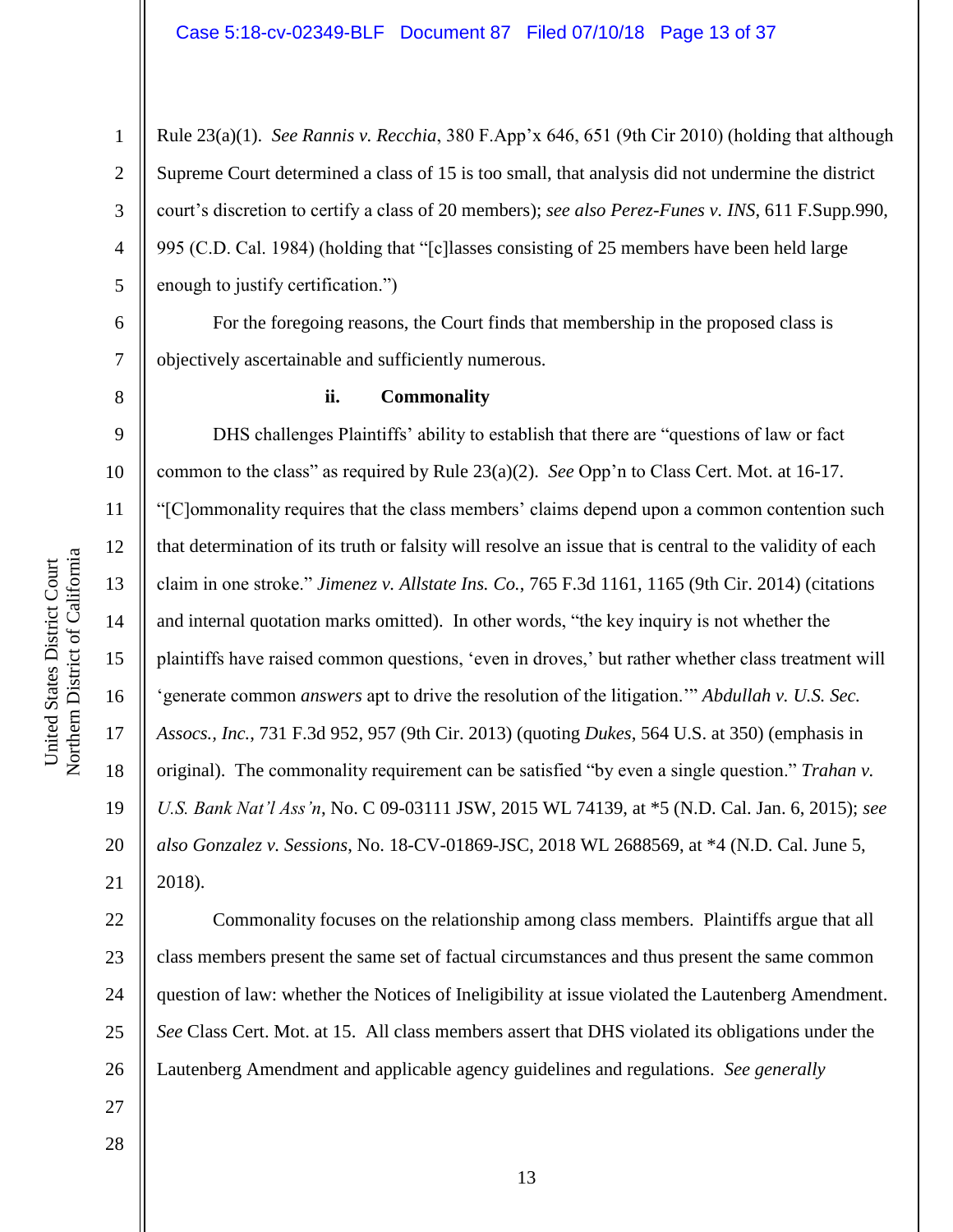Rule 23(a)(1). *See Rannis v. Recchia*, 380 F.App'x 646, 651 (9th Cir 2010) (holding that although Supreme Court determined a class of 15 is too small, that analysis did not undermine the district court's discretion to certify a class of 20 members); *see also Perez-Funes v. INS*, 611 F.Supp.990, 995 (C.D. Cal. 1984) (holding that "[c]lasses consisting of 25 members have been held large enough to justify certification.")

For the foregoing reasons, the Court finds that membership in the proposed class is objectively ascertainable and sufficiently numerous.

**ii. Commonality**

DHS challenges Plaintiffs' ability to establish that there are "questions of law or fact common to the class" as required by Rule 23(a)(2). *See* Opp'n to Class Cert. Mot. at 16-17. "[C]ommonality requires that the class members' claims depend upon a common contention such that determination of its truth or falsity will resolve an issue that is central to the validity of each claim in one stroke." *Jimenez v. Allstate Ins. Co.*, 765 F.3d 1161, 1165 (9th Cir. 2014) (citations and internal quotation marks omitted). In other words, "the key inquiry is not whether the plaintiffs have raised common questions, 'even in droves,' but rather whether class treatment will 'generate common *answers* apt to drive the resolution of the litigation.'" *Abdullah v. U.S. Sec. Assocs., Inc.*, 731 F.3d 952, 957 (9th Cir. 2013) (quoting *Dukes*, 564 U.S. at 350) (emphasis in original). The commonality requirement can be satisfied "by even a single question." *Trahan v. U.S. Bank Nat'l Ass'n*, No. C 09-03111 JSW, 2015 WL 74139, at *5 (N.D. Cal. Jan. 6, 2015); *see also Gonzalez v. Sessions*, No. 18-CV-01869-JSC, 2018 WL 2688569, at *4 (N.D. Cal. June 5, 2018).

Commonality focuses on the relationship among class members. Plaintiffs argue that all class members present the same set of factual circumstances and thus present the same common question of law: whether the Notices of Ineligibility at issue violated the Lautenberg Amendment. *See* Class Cert. Mot. at 15. All class members assert that DHS violated its obligations under the Lautenberg Amendment and applicable agency guidelines and regulations. *See generally*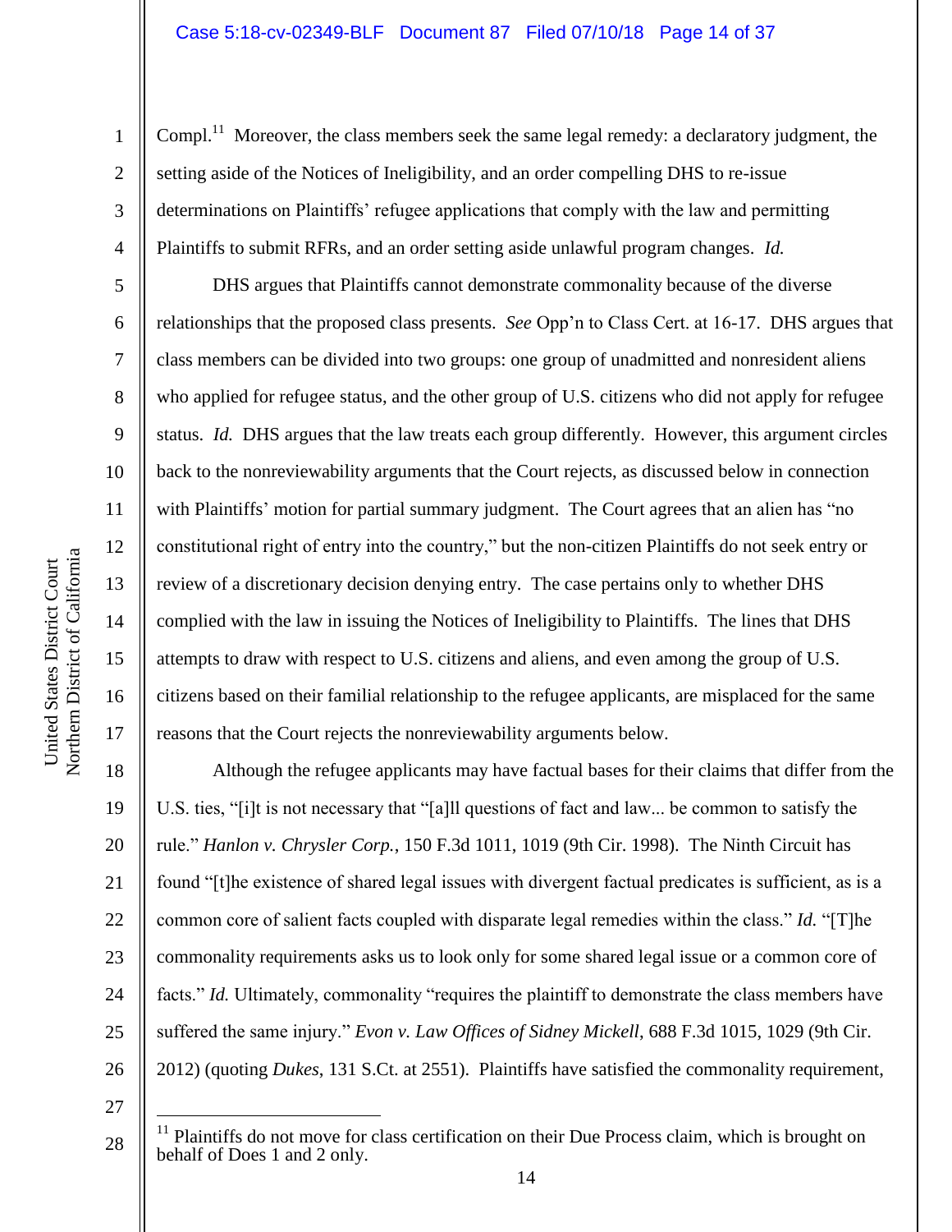Compl.[11] Moreover, the class members seek the same legal remedy: a declaratory judgment, the setting aside of the Notices of Ineligibility, and an order compelling DHS to re-issue determinations on Plaintiffs' refugee applications that comply with the law and permitting Plaintiffs to submit RFRs, and an order setting aside unlawful program changes. *Id.*

DHS argues that Plaintiffs cannot demonstrate commonality because of the diverse relationships that the proposed class presents. *See* Opp'n to Class Cert. at 16-17. DHS argues that class members can be divided into two groups: one group of unadmitted and nonresident aliens who applied for refugee status, and the other group of U.S. citizens who did not apply for refugee status. *Id.* DHS argues that the law treats each group differently. However, this argument circles back to the nonreviewability arguments that the Court rejects, as discussed below in connection with Plaintiffs' motion for partial summary judgment. The Court agrees that an alien has "no constitutional right of entry into the country," but the non-citizen Plaintiffs do not seek entry or review of a discretionary decision denying entry. The case pertains only to whether DHS complied with the law in issuing the Notices of Ineligibility to Plaintiffs. The lines that DHS attempts to draw with respect to U.S. citizens and aliens, and even among the group of U.S. citizens based on their familial relationship to the refugee applicants, are misplaced for the same reasons that the Court rejects the nonreviewability arguments below.

Although the refugee applicants may have factual bases for their claims that differ from the U.S. ties, "[i]t is not necessary that "[a]ll questions of fact and law... be common to satisfy the rule." *Hanlon v. Chrysler Corp.*, 150 F.3d 1011, 1019 (9th Cir. 1998). The Ninth Circuit has found "[t]he existence of shared legal issues with divergent factual predicates is sufficient, as is a common core of salient facts coupled with disparate legal remedies within the class." *Id.* "[T]he commonality requirements asks us to look only for some shared legal issue or a common core of facts." *Id.* Ultimately, commonality "requires the plaintiff to demonstrate the class members have suffered the same injury." *Evon v. Law Offices of Sidney Mickell*, 688 F.3d 1015, 1029 (9th Cir. 2012) (quoting *Dukes*, 131 S.Ct. at 2551). Plaintiffs have satisfied the commonality requirement,

[11] Plaintiffs do not move for class certification on their Due Process claim, which is brought on behalf of Does 1 and 2 only.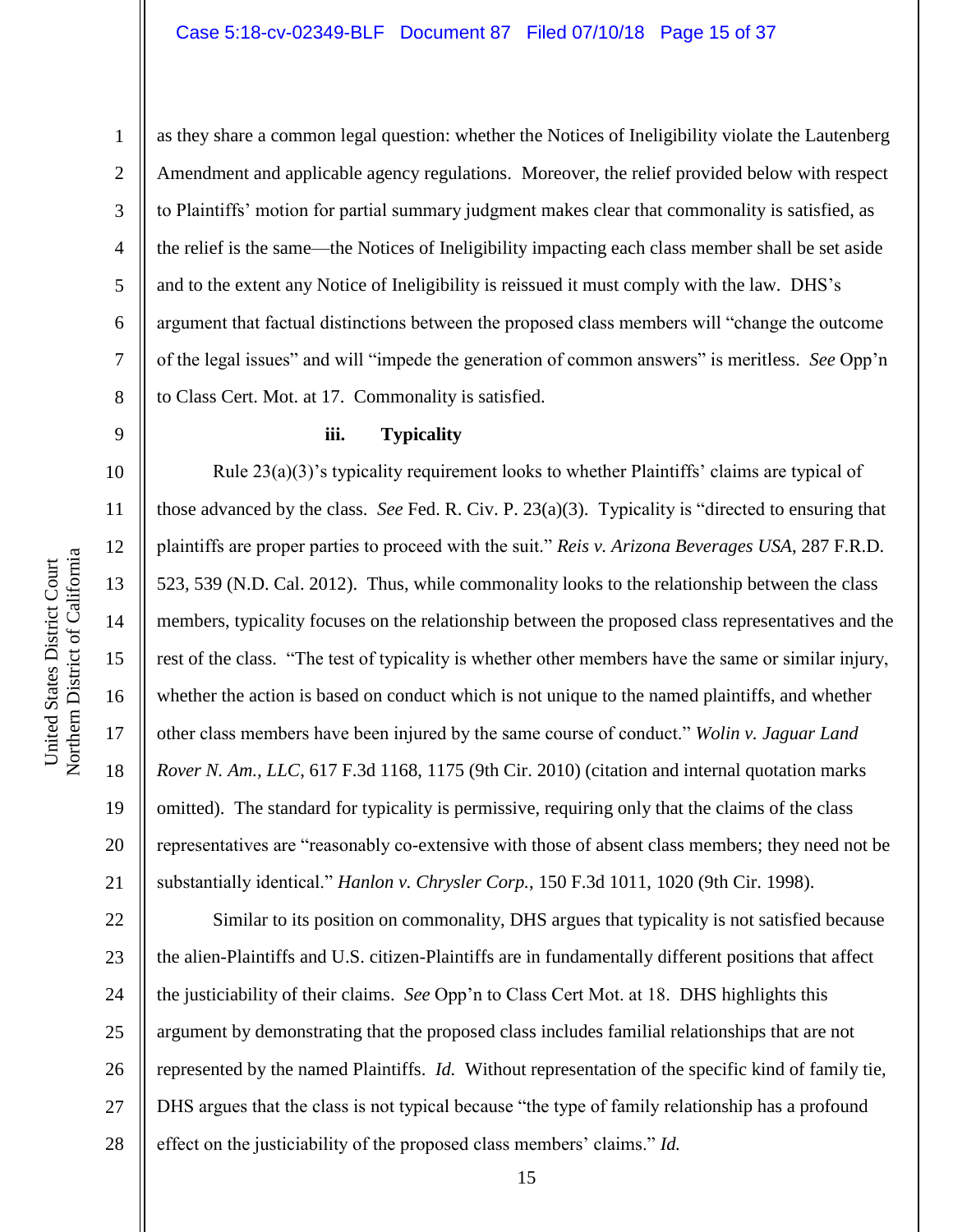as they share a common legal question: whether the Notices of Ineligibility violate the Lautenberg Amendment and applicable agency regulations. Moreover, the relief provided below with respect to Plaintiffs' motion for partial summary judgment makes clear that commonality is satisfied, as the relief is the same—the Notices of Ineligibility impacting each class member shall be set aside and to the extent any Notice of Ineligibility is reissued it must comply with the law. DHS's argument that factual distinctions between the proposed class members will "change the outcome of the legal issues" and will "impede the generation of common answers" is meritless. *See* Opp'n to Class Cert. Mot. at 17. Commonality is satisfied.

**iii. Typicality**

Rule 23(a)(3)'s typicality requirement looks to whether Plaintiffs' claims are typical of those advanced by the class. *See* Fed. R. Civ. P. 23(a)(3). Typicality is "directed to ensuring that plaintiffs are proper parties to proceed with the suit." *Reis v. Arizona Beverages USA*, 287 F.R.D. 523, 539 (N.D. Cal. 2012). Thus, while commonality looks to the relationship between the class members, typicality focuses on the relationship between the proposed class representatives and the rest of the class. "The test of typicality is whether other members have the same or similar injury, whether the action is based on conduct which is not unique to the named plaintiffs, and whether other class members have been injured by the same course of conduct." *Wolin v. Jaguar Land Rover N. Am., LLC*, 617 F.3d 1168, 1175 (9th Cir. 2010) (citation and internal quotation marks omitted). The standard for typicality is permissive, requiring only that the claims of the class representatives are "reasonably co-extensive with those of absent class members; they need not be substantially identical." *Hanlon v. Chrysler Corp.*, 150 F.3d 1011, 1020 (9th Cir. 1998).

Similar to its position on commonality, DHS argues that typicality is not satisfied because the alien-Plaintiffs and U.S. citizen-Plaintiffs are in fundamentally different positions that affect the justiciability of their claims. *See* Opp'n to Class Cert Mot. at 18. DHS highlights this argument by demonstrating that the proposed class includes familial relationships that are not represented by the named Plaintiffs. *Id.* Without representation of the specific kind of family tie, DHS argues that the class is not typical because "the type of family relationship has a profound effect on the justiciability of the proposed class members' claims." *Id.*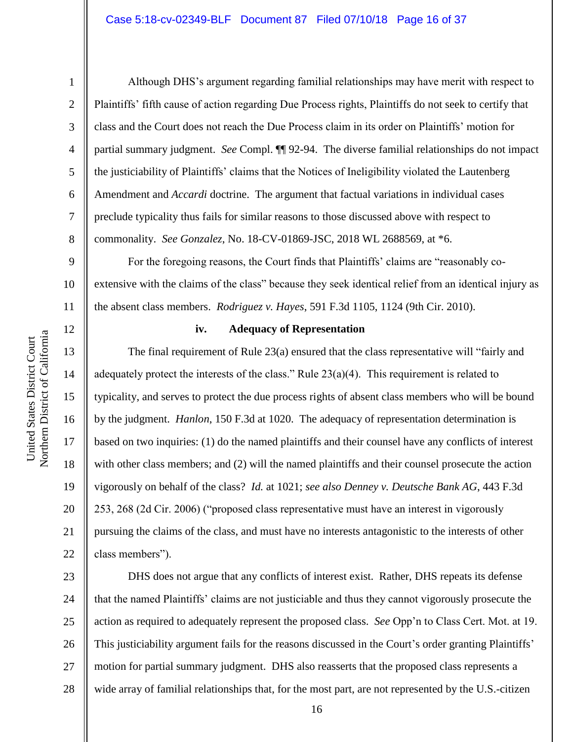Although DHS's argument regarding familial relationships may have merit with respect to Plaintiffs' fifth cause of action regarding Due Process rights, Plaintiffs do not seek to certify that class and the Court does not reach the Due Process claim in its order on Plaintiffs' motion for partial summary judgment. *See* Compl. ¶¶ 92-94. The diverse familial relationships do not impact the justiciability of Plaintiffs' claims that the Notices of Ineligibility violated the Lautenberg Amendment and *Accardi* doctrine. The argument that factual variations in individual cases preclude typicality thus fails for similar reasons to those discussed above with respect to commonality. *See Gonzalez*, No. 18-CV-01869-JSC, 2018 WL 2688569, at \*6.

For the foregoing reasons, the Court finds that Plaintiffs' claims are "reasonably co-extensive with the claims of the class" because they seek identical relief from an identical injury as the absent class members. *Rodriguez v. Hayes*, 591 F.3d 1105, 1124 (9th Cir. 2010).

**iv. Adequacy of Representation**

The final requirement of Rule 23(a) ensured that the class representative will "fairly and adequately protect the interests of the class." Rule 23(a)(4). This requirement is related to typicality, and serves to protect the due process rights of absent class members who will be bound by the judgment. *Hanlon*, 150 F.3d at 1020. The adequacy of representation determination is based on two inquiries: (1) do the named plaintiffs and their counsel have any conflicts of interest with other class members; and (2) will the named plaintiffs and their counsel prosecute the action vigorously on behalf of the class? *Id.* at 1021; *see also Denney v. Deutsche Bank AG*, 443 F.3d 253, 268 (2d Cir. 2006) ("proposed class representative must have an interest in vigorously pursuing the claims of the class, and must have no interests antagonistic to the interests of other class members").

DHS does not argue that any conflicts of interest exist. Rather, DHS repeats its defense that the named Plaintiffs' claims are not justiciable and thus they cannot vigorously prosecute the action as required to adequately represent the proposed class. *See* Opp'n to Class Cert. Mot. at 19. This justiciability argument fails for the reasons discussed in the Court's order granting Plaintiffs' motion for partial summary judgment. DHS also reasserts that the proposed class represents a wide array of familial relationships that, for the most part, are not represented by the U.S.-citizen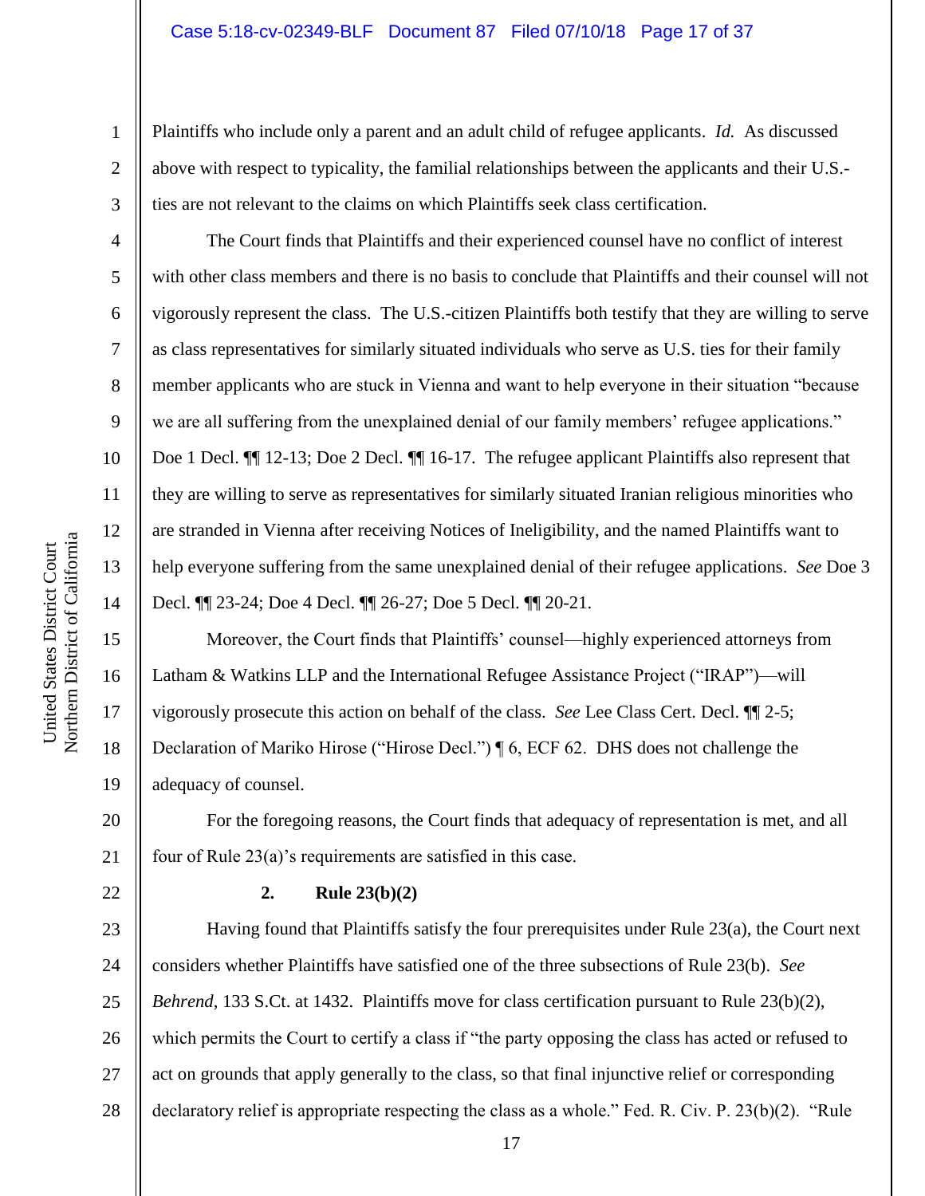Plaintiffs who include only a parent and an adult child of refugee applicants. *Id.* As discussed above with respect to typicality, the familial relationships between the applicants and their U.S.-ties are not relevant to the claims on which Plaintiffs seek class certification.

The Court finds that Plaintiffs and their experienced counsel have no conflict of interest with other class members and there is no basis to conclude that Plaintiffs and their counsel will not vigorously represent the class. The U.S.-citizen Plaintiffs both testify that they are willing to serve as class representatives for similarly situated individuals who serve as U.S. ties for their family member applicants who are stuck in Vienna and want to help everyone in their situation "because we are all suffering from the unexplained denial of our family members' refugee applications." Doe 1 Decl. ¶¶ 12-13; Doe 2 Decl. ¶¶ 16-17. The refugee applicant Plaintiffs also represent that they are willing to serve as representatives for similarly situated Iranian religious minorities who are stranded in Vienna after receiving Notices of Ineligibility, and the named Plaintiffs want to help everyone suffering from the same unexplained denial of their refugee applications. *See* Doe 3 Decl. ¶¶ 23-24; Doe 4 Decl. ¶¶ 26-27; Doe 5 Decl. ¶¶ 20-21.

Moreover, the Court finds that Plaintiffs' counsel—highly experienced attorneys from Latham & Watkins LLP and the International Refugee Assistance Project ("IRAP")—will vigorously prosecute this action on behalf of the class. *See* Lee Class Cert. Decl. ¶¶ 2-5; Declaration of Mariko Hirose ("Hirose Decl.") ¶ 6, ECF 62. DHS does not challenge the adequacy of counsel.

For the foregoing reasons, the Court finds that adequacy of representation is met, and all four of Rule 23(a)'s requirements are satisfied in this case.

**2. Rule 23(b)(2)**

Having found that Plaintiffs satisfy the four prerequisites under Rule 23(a), the Court next considers whether Plaintiffs have satisfied one of the three subsections of Rule 23(b). *See Behrend*, 133 S.Ct. at 1432. Plaintiffs move for class certification pursuant to Rule 23(b)(2), which permits the Court to certify a class if "the party opposing the class has acted or refused to act on grounds that apply generally to the class, so that final injunctive relief or corresponding declaratory relief is appropriate respecting the class as a whole." Fed. R. Civ. P. 23(b)(2). "Rule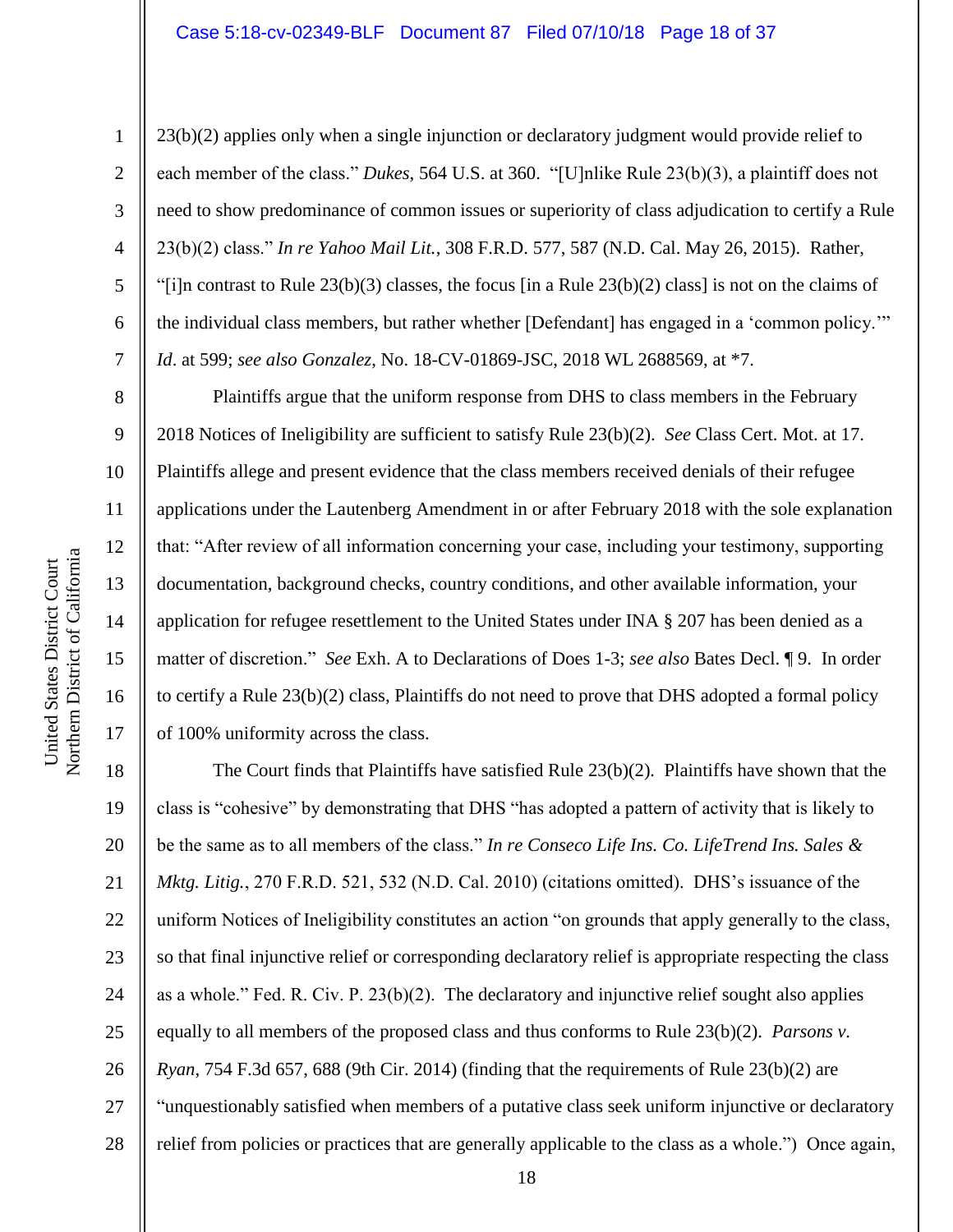23(b)(2) applies only when a single injunction or declaratory judgment would provide relief to each member of the class." *Dukes*, 564 U.S. at 360. "[U]nlike Rule 23(b)(3), a plaintiff does not need to show predominance of common issues or superiority of class adjudication to certify a Rule 23(b)(2) class." *In re Yahoo Mail Lit.*, 308 F.R.D. 577, 587 (N.D. Cal. May 26, 2015). Rather, "[i]n contrast to Rule 23(b)(3) classes, the focus [in a Rule 23(b)(2) class] is not on the claims of the individual class members, but rather whether [Defendant] has engaged in a 'common policy.'" *Id*. at 599; *see also Gonzalez*, No. 18-CV-01869-JSC, 2018 WL 2688569, at *7.

Plaintiffs argue that the uniform response from DHS to class members in the February 2018 Notices of Ineligibility are sufficient to satisfy Rule 23(b)(2). *See* Class Cert. Mot. at 17. Plaintiffs allege and present evidence that the class members received denials of their refugee applications under the Lautenberg Amendment in or after February 2018 with the sole explanation that: "After review of all information concerning your case, including your testimony, supporting documentation, background checks, country conditions, and other available information, your application for refugee resettlement to the United States under INA § 207 has been denied as a matter of discretion." *See* Exh. A to Declarations of Does 1-3; *see also* Bates Decl. ¶ 9. In order to certify a Rule 23(b)(2) class, Plaintiffs do not need to prove that DHS adopted a formal policy of 100% uniformity across the class.

The Court finds that Plaintiffs have satisfied Rule 23(b)(2). Plaintiffs have shown that the class is "cohesive" by demonstrating that DHS "has adopted a pattern of activity that is likely to be the same as to all members of the class." *In re Conseco Life Ins. Co. LifeTrend Ins. Sales & Mktg. Litig.*, 270 F.R.D. 521, 532 (N.D. Cal. 2010) (citations omitted). DHS's issuance of the uniform Notices of Ineligibility constitutes an action "on grounds that apply generally to the class, so that final injunctive relief or corresponding declaratory relief is appropriate respecting the class as a whole." Fed. R. Civ. P. 23(b)(2). The declaratory and injunctive relief sought also applies equally to all members of the proposed class and thus conforms to Rule 23(b)(2). *Parsons v. Ryan*, 754 F.3d 657, 688 (9th Cir. 2014) (finding that the requirements of Rule 23(b)(2) are "unquestionably satisfied when members of a putative class seek uniform injunctive or declaratory relief from policies or practices that are generally applicable to the class as a whole.") Once again,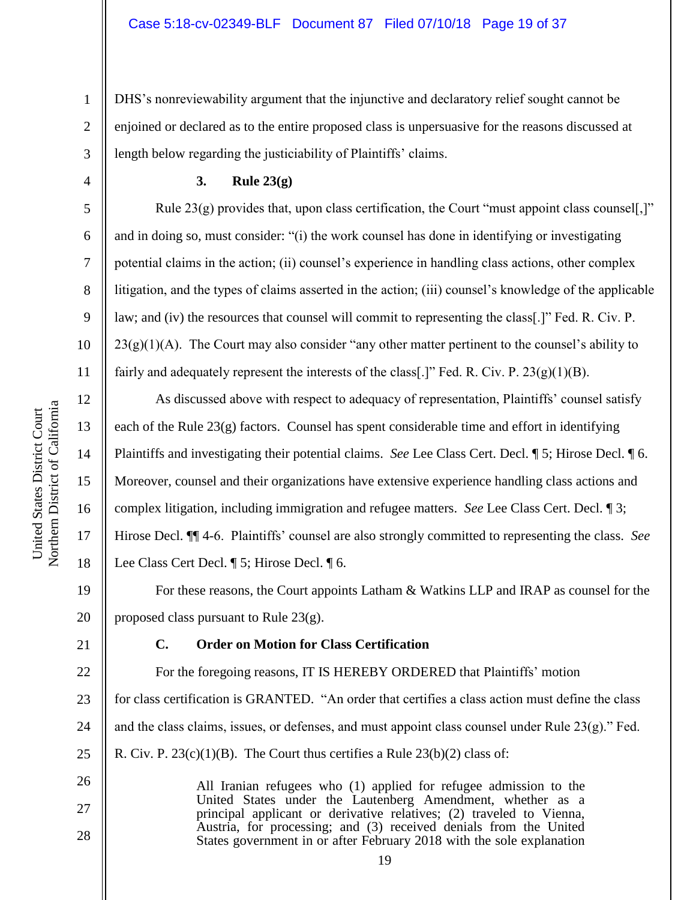DHS's nonreviewability argument that the injunctive and declaratory relief sought cannot be enjoined or declared as to the entire proposed class is unpersuasive for the reasons discussed at length below regarding the justiciability of Plaintiffs' claims.

### 3. Rule 23(g)

Rule 23(g) provides that, upon class certification, the Court "must appoint class counsel[,]" and in doing so, must consider: "(i) the work counsel has done in identifying or investigating potential claims in the action; (ii) counsel's experience in handling class actions, other complex litigation, and the types of claims asserted in the action; (iii) counsel's knowledge of the applicable law; and (iv) the resources that counsel will commit to representing the class[.]" Fed. R. Civ. P. 23(g)(1)(A). The Court may also consider "any other matter pertinent to the counsel's ability to fairly and adequately represent the interests of the class[.]" Fed. R. Civ. P. 23(g)(1)(B).

As discussed above with respect to adequacy of representation, Plaintiffs' counsel satisfy each of the Rule 23(g) factors. Counsel has spent considerable time and effort in identifying Plaintiffs and investigating their potential claims. *See* Lee Class Cert. Decl. ¶ 5; Hirose Decl. ¶ 6. Moreover, counsel and their organizations have extensive experience handling class actions and complex litigation, including immigration and refugee matters. *See* Lee Class Cert. Decl. ¶ 3; Hirose Decl. ¶¶ 4-6. Plaintiffs' counsel are also strongly committed to representing the class. *See* Lee Class Cert Decl. ¶ 5; Hirose Decl. ¶ 6.

For these reasons, the Court appoints Latham & Watkins LLP and IRAP as counsel for the proposed class pursuant to Rule 23(g).

## C. Order on Motion for Class Certification

For the foregoing reasons, IT IS HEREBY ORDERED that Plaintiffs' motion for class certification is GRANTED. "An order that certifies a class action must define the class and the class claims, issues, or defenses, and must appoint class counsel under Rule 23(g)." Fed. R. Civ. P. 23(c)(1)(B). The Court thus certifies a Rule 23(b)(2) class of:

> All Iranian refugees who (1) applied for refugee admission to the United States under the Lautenberg Amendment, whether as a principal applicant or derivative relatives; (2) traveled to Vienna, Austria, for processing; and (3) received denials from the United States government in or after February 2018 with the sole explanation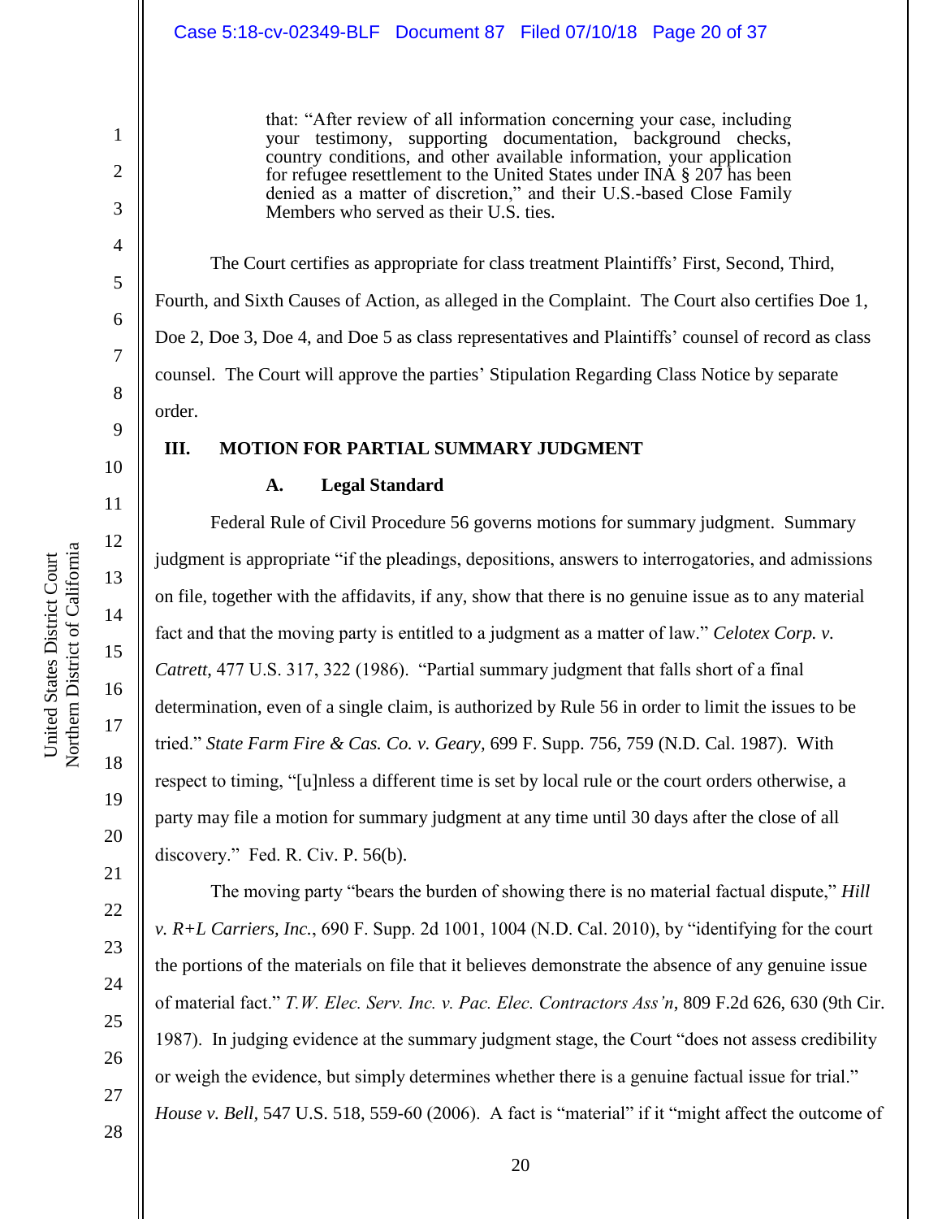> that: "After review of all information concerning your case, including your testimony, supporting documentation, background checks, country conditions, and other available information, your application for refugee resettlement to the United States under INA § 207 has been denied as a matter of discretion," and their U.S.-based Close Family Members who served as their U.S. ties.

The Court certifies as appropriate for class treatment Plaintiffs' First, Second, Third, Fourth, and Sixth Causes of Action, as alleged in the Complaint. The Court also certifies Doe 1, Doe 2, Doe 3, Doe 4, and Doe 5 as class representatives and Plaintiffs' counsel of record as class counsel. The Court will approve the parties' Stipulation Regarding Class Notice by separate order.

## III. MOTION FOR PARTIAL SUMMARY JUDGMENT

### A. Legal Standard

Federal Rule of Civil Procedure 56 governs motions for summary judgment. Summary judgment is appropriate "if the pleadings, depositions, answers to interrogatories, and admissions on file, together with the affidavits, if any, show that there is no genuine issue as to any material fact and that the moving party is entitled to a judgment as a matter of law." *Celotex Corp. v. Catrett,* 477 U.S. 317, 322 (1986). "Partial summary judgment that falls short of a final determination, even of a single claim, is authorized by Rule 56 in order to limit the issues to be tried." *State Farm Fire & Cas. Co. v. Geary,* 699 F. Supp. 756, 759 (N.D. Cal. 1987). With respect to timing, "[u]nless a different time is set by local rule or the court orders otherwise, a party may file a motion for summary judgment at any time until 30 days after the close of all discovery." Fed. R. Civ. P. 56(b).

The moving party "bears the burden of showing there is no material factual dispute," *Hill v. R+L Carriers, Inc.*, 690 F. Supp. 2d 1001, 1004 (N.D. Cal. 2010), by "identifying for the court the portions of the materials on file that it believes demonstrate the absence of any genuine issue of material fact." *T.W. Elec. Serv. Inc. v. Pac. Elec. Contractors Ass'n*, 809 F.2d 626, 630 (9th Cir. 1987). In judging evidence at the summary judgment stage, the Court "does not assess credibility or weigh the evidence, but simply determines whether there is a genuine factual issue for trial." *House v. Bell,* 547 U.S. 518, 559-60 (2006). A fact is "material" if it "might affect the outcome of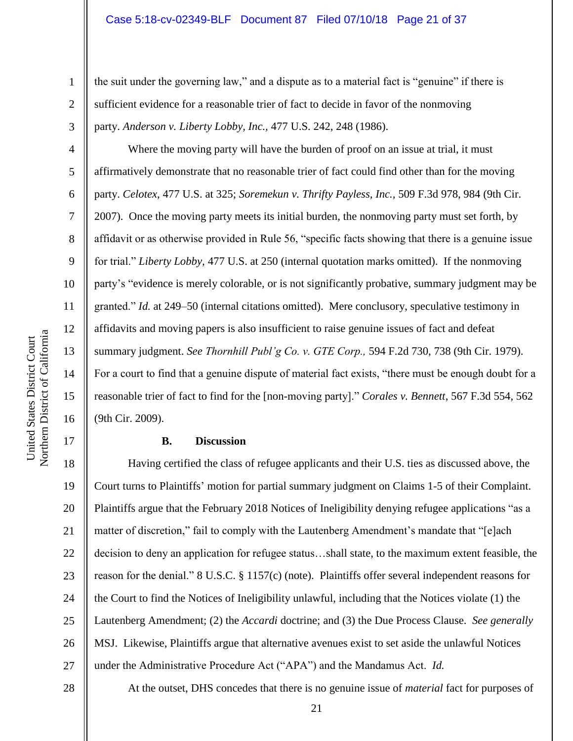the suit under the governing law," and a dispute as to a material fact is "genuine" if there is sufficient evidence for a reasonable trier of fact to decide in favor of the nonmoving party. *Anderson v. Liberty Lobby, Inc.,* 477 U.S. 242, 248 (1986).

Where the moving party will have the burden of proof on an issue at trial, it must affirmatively demonstrate that no reasonable trier of fact could find other than for the moving party. *Celotex*, 477 U.S. at 325; *Soremekun v. Thrifty Payless, Inc.*, 509 F.3d 978, 984 (9th Cir. 2007). Once the moving party meets its initial burden, the nonmoving party must set forth, by affidavit or as otherwise provided in Rule 56, "specific facts showing that there is a genuine issue for trial." *Liberty Lobby*, 477 U.S. at 250 (internal quotation marks omitted). If the nonmoving party's "evidence is merely colorable, or is not significantly probative, summary judgment may be granted." *Id.* at 249–50 (internal citations omitted). Mere conclusory, speculative testimony in affidavits and moving papers is also insufficient to raise genuine issues of fact and defeat summary judgment. *See Thornhill Publ'g Co. v. GTE Corp.,* 594 F.2d 730, 738 (9th Cir. 1979). For a court to find that a genuine dispute of material fact exists, "there must be enough doubt for a reasonable trier of fact to find for the [non-moving party]." *Corales v. Bennett*, 567 F.3d 554, 562 (9th Cir. 2009).

### B. Discussion

Having certified the class of refugee applicants and their U.S. ties as discussed above, the Court turns to Plaintiffs' motion for partial summary judgment on Claims 1-5 of their Complaint. Plaintiffs argue that the February 2018 Notices of Ineligibility denying refugee applications "as a matter of discretion," fail to comply with the Lautenberg Amendment's mandate that "[e]ach decision to deny an application for refugee status…shall state, to the maximum extent feasible, the reason for the denial." 8 U.S.C. § 1157(c) (note). Plaintiffs offer several independent reasons for the Court to find the Notices of Ineligibility unlawful, including that the Notices violate (1) the Lautenberg Amendment; (2) the *Accardi* doctrine; and (3) the Due Process Clause. *See generally* MSJ. Likewise, Plaintiffs argue that alternative avenues exist to set aside the unlawful Notices under the Administrative Procedure Act ("APA") and the Mandamus Act. *Id.*

At the outset, DHS concedes that there is no genuine issue of *material* fact for purposes of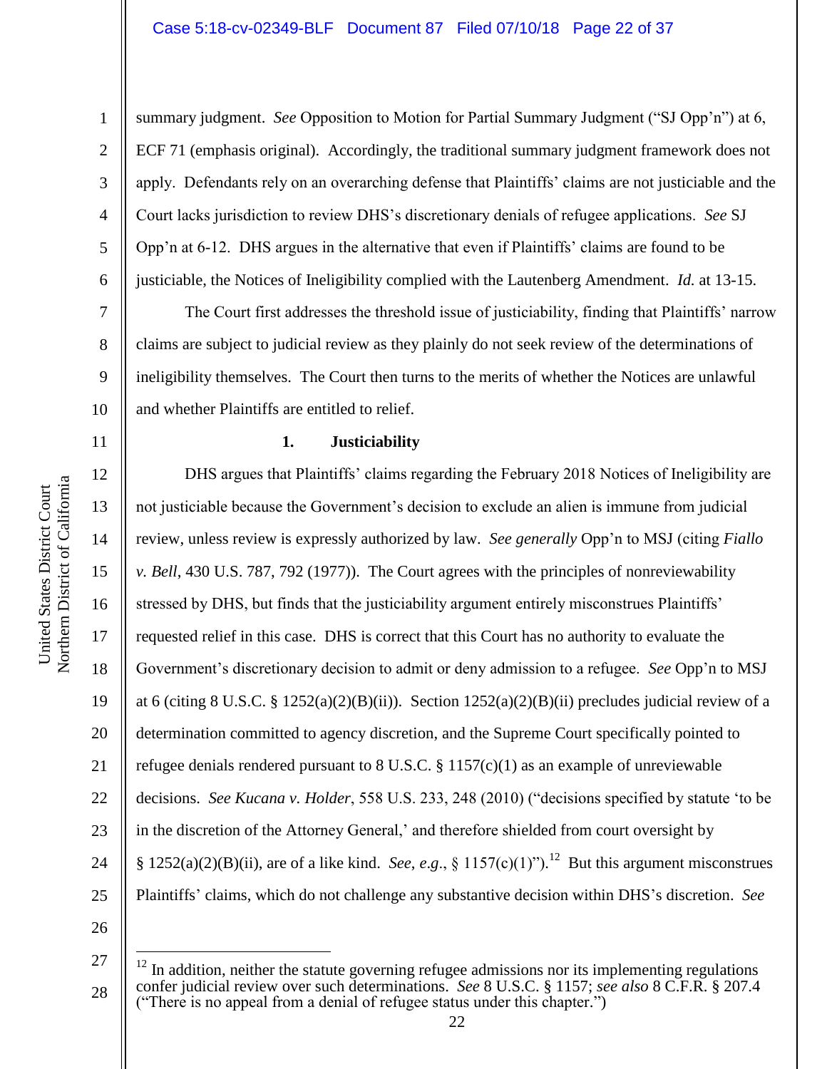summary judgment. *See* Opposition to Motion for Partial Summary Judgment ("SJ Opp'n") at 6, ECF 71 (emphasis original). Accordingly, the traditional summary judgment framework does not apply. Defendants rely on an overarching defense that Plaintiffs' claims are not justiciable and the Court lacks jurisdiction to review DHS's discretionary denials of refugee applications. *See* SJ Opp'n at 6-12. DHS argues in the alternative that even if Plaintiffs' claims are found to be justiciable, the Notices of Ineligibility complied with the Lautenberg Amendment. *Id.* at 13-15.

The Court first addresses the threshold issue of justiciability, finding that Plaintiffs' narrow claims are subject to judicial review as they plainly do not seek review of the determinations of ineligibility themselves. The Court then turns to the merits of whether the Notices are unlawful and whether Plaintiffs are entitled to relief.

**1. Justiciability**

DHS argues that Plaintiffs' claims regarding the February 2018 Notices of Ineligibility are not justiciable because the Government's decision to exclude an alien is immune from judicial review, unless review is expressly authorized by law. *See generally* Opp'n to MSJ (citing *Fiallo v. Bell*, 430 U.S. 787, 792 (1977)). The Court agrees with the principles of nonreviewability stressed by DHS, but finds that the justiciability argument entirely misconstrues Plaintiffs' requested relief in this case. DHS is correct that this Court has no authority to evaluate the Government's discretionary decision to admit or deny admission to a refugee. *See* Opp'n to MSJ at 6 (citing 8 U.S.C. § 1252(a)(2)(B)(ii)). Section 1252(a)(2)(B)(ii) precludes judicial review of a determination committed to agency discretion, and the Supreme Court specifically pointed to refugee denials rendered pursuant to 8 U.S.C. § 1157(c)(1) as an example of unreviewable decisions. *See Kucana v. Holder*, 558 U.S. 233, 248 (2010) ("decisions specified by statute 'to be in the discretion of the Attorney General,' and therefore shielded from court oversight by § 1252(a)(2)(B)(ii), are of a like kind. *See*, *e.g.*, § 1157(c)(1)").[12] But this argument misconstrues Plaintiffs' claims, which do not challenge any substantive decision within DHS's discretion. *See*

[12] In addition, neither the statute governing refugee admissions nor its implementing regulations confer judicial review over such determinations. *See* 8 U.S.C. § 1157; *see also* 8 C.F.R. § 207.4 ("There is no appeal from a denial of refugee status under this chapter.")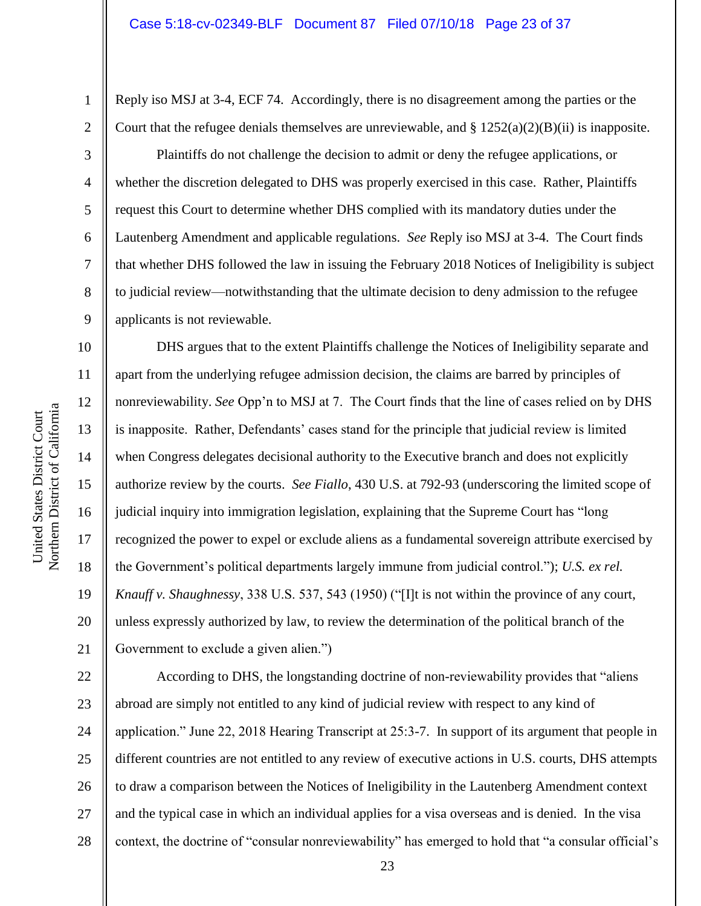Reply iso MSJ at 3-4, ECF 74. Accordingly, there is no disagreement among the parties or the Court that the refugee denials themselves are unreviewable, and § 1252(a)(2)(B)(ii) is inapposite.

Plaintiffs do not challenge the decision to admit or deny the refugee applications, or whether the discretion delegated to DHS was properly exercised in this case. Rather, Plaintiffs request this Court to determine whether DHS complied with its mandatory duties under the Lautenberg Amendment and applicable regulations. *See* Reply iso MSJ at 3-4. The Court finds that whether DHS followed the law in issuing the February 2018 Notices of Ineligibility is subject to judicial review—notwithstanding that the ultimate decision to deny admission to the refugee applicants is not reviewable.

DHS argues that to the extent Plaintiffs challenge the Notices of Ineligibility separate and apart from the underlying refugee admission decision, the claims are barred by principles of nonreviewability. *See* Opp'n to MSJ at 7. The Court finds that the line of cases relied on by DHS is inapposite. Rather, Defendants' cases stand for the principle that judicial review is limited when Congress delegates decisional authority to the Executive branch and does not explicitly authorize review by the courts. *See Fiallo*, 430 U.S. at 792-93 (underscoring the limited scope of judicial inquiry into immigration legislation, explaining that the Supreme Court has "long recognized the power to expel or exclude aliens as a fundamental sovereign attribute exercised by the Government's political departments largely immune from judicial control."); *U.S. ex rel. Knauff v. Shaughnessy*, 338 U.S. 537, 543 (1950) ("[I]t is not within the province of any court, unless expressly authorized by law, to review the determination of the political branch of the Government to exclude a given alien.")

According to DHS, the longstanding doctrine of non-reviewability provides that "aliens abroad are simply not entitled to any kind of judicial review with respect to any kind of application." June 22, 2018 Hearing Transcript at 25:3-7. In support of its argument that people in different countries are not entitled to any review of executive actions in U.S. courts, DHS attempts to draw a comparison between the Notices of Ineligibility in the Lautenberg Amendment context and the typical case in which an individual applies for a visa overseas and is denied. In the visa context, the doctrine of "consular nonreviewability" has emerged to hold that "a consular official's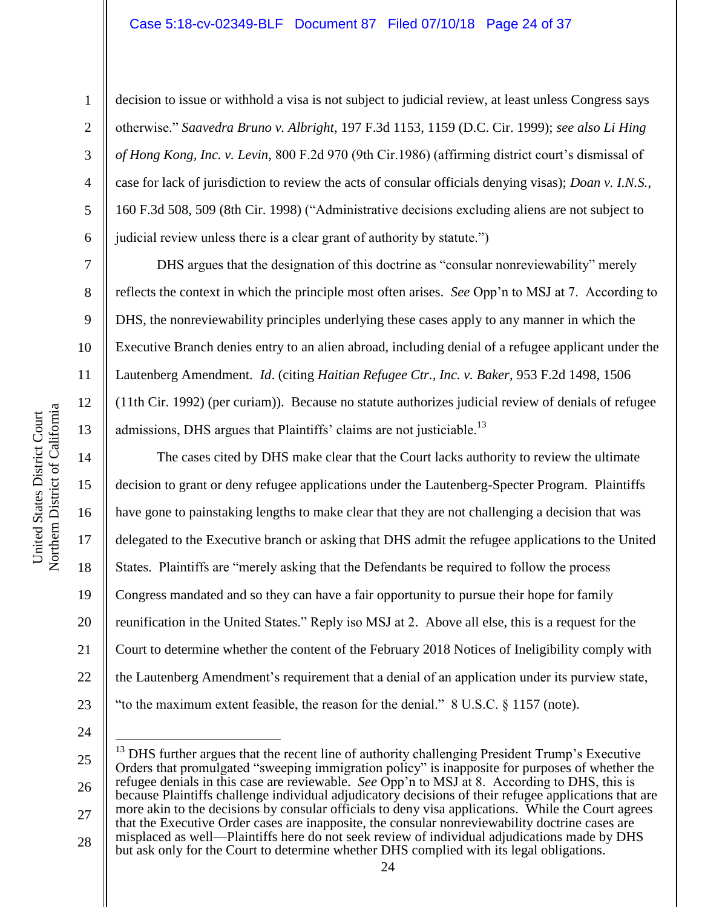decision to issue or withhold a visa is not subject to judicial review, at least unless Congress says otherwise." *Saavedra Bruno v. Albright*, 197 F.3d 1153, 1159 (D.C. Cir. 1999); *see also Li Hing of Hong Kong, Inc. v. Levin,* 800 F.2d 970 (9th Cir.1986) (affirming district court's dismissal of case for lack of jurisdiction to review the acts of consular officials denying visas); *Doan v. I.N.S.*, 160 F.3d 508, 509 (8th Cir. 1998) ("Administrative decisions excluding aliens are not subject to judicial review unless there is a clear grant of authority by statute.")

DHS argues that the designation of this doctrine as "consular nonreviewability" merely reflects the context in which the principle most often arises. *See* Opp'n to MSJ at 7. According to DHS, the nonreviewability principles underlying these cases apply to any manner in which the Executive Branch denies entry to an alien abroad, including denial of a refugee applicant under the Lautenberg Amendment. *Id*. (citing *Haitian Refugee Ctr., Inc. v. Baker*, 953 F.2d 1498, 1506 (11th Cir. 1992) (per curiam)). Because no statute authorizes judicial review of denials of refugee admissions, DHS argues that Plaintiffs' claims are not justiciable.[13]

The cases cited by DHS make clear that the Court lacks authority to review the ultimate decision to grant or deny refugee applications under the Lautenberg-Specter Program. Plaintiffs have gone to painstaking lengths to make clear that they are not challenging a decision that was delegated to the Executive branch or asking that DHS admit the refugee applications to the United States. Plaintiffs are "merely asking that the Defendants be required to follow the process Congress mandated and so they can have a fair opportunity to pursue their hope for family reunification in the United States." Reply iso MSJ at 2. Above all else, this is a request for the Court to determine whether the content of the February 2018 Notices of Ineligibility comply with the Lautenberg Amendment's requirement that a denial of an application under its purview state, "to the maximum extent feasible, the reason for the denial." 8 U.S.C. § 1157 (note).

---

[13] DHS further argues that the recent line of authority challenging President Trump's Executive Orders that promulgated "sweeping immigration policy" is inapposite for purposes of whether the refugee denials in this case are reviewable. *See* Opp'n to MSJ at 8. According to DHS, this is because Plaintiffs challenge individual adjudicatory decisions of their refugee applications that are more akin to the decisions by consular officials to deny visa applications. While the Court agrees that the Executive Order cases are inapposite, the consular nonreviewability doctrine cases are misplaced as well—Plaintiffs here do not seek review of individual adjudications made by DHS but ask only for the Court to determine whether DHS complied with its legal obligations.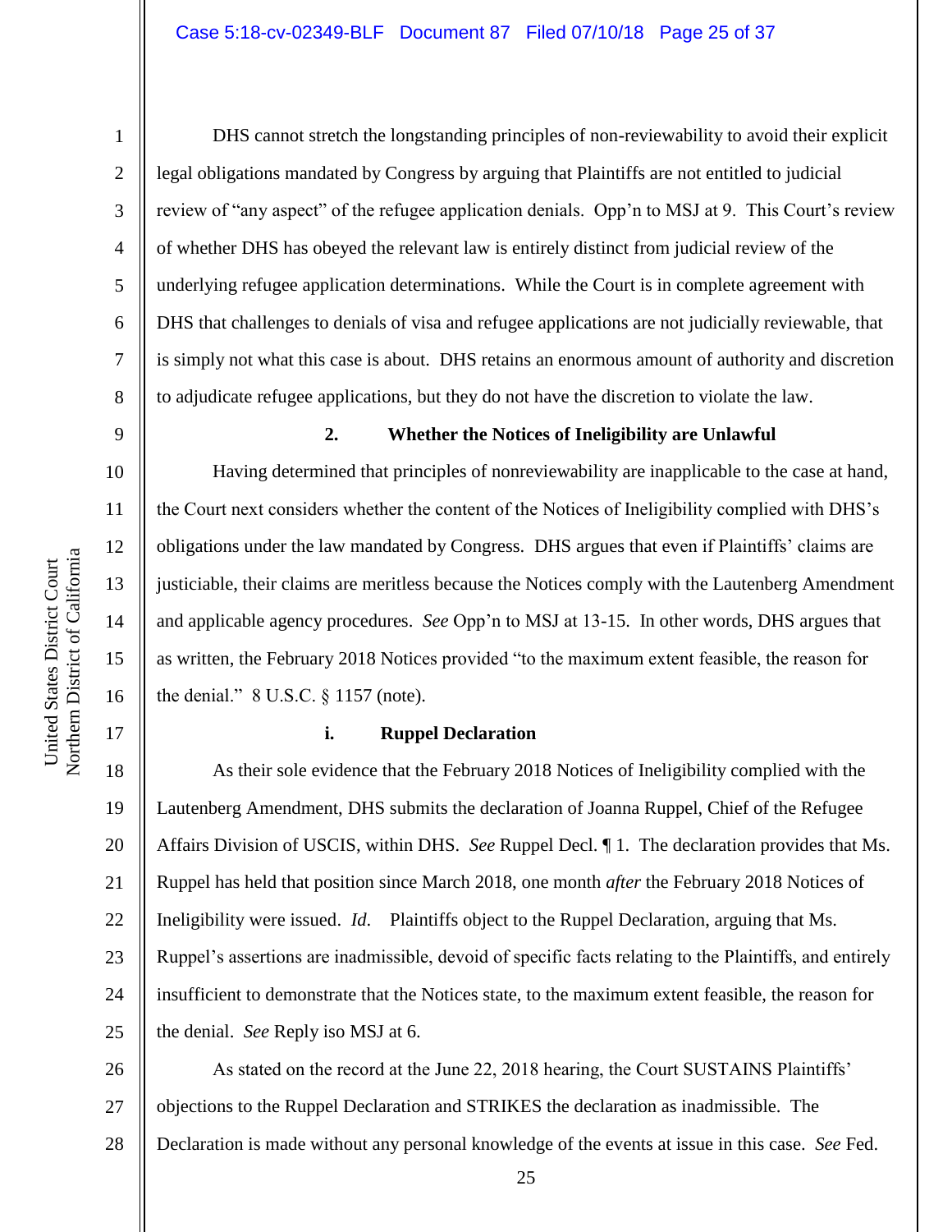DHS cannot stretch the longstanding principles of non-reviewability to avoid their explicit legal obligations mandated by Congress by arguing that Plaintiffs are not entitled to judicial review of "any aspect" of the refugee application denials. Opp'n to MSJ at 9. This Court's review of whether DHS has obeyed the relevant law is entirely distinct from judicial review of the underlying refugee application determinations. While the Court is in complete agreement with DHS that challenges to denials of visa and refugee applications are not judicially reviewable, that is simply not what this case is about. DHS retains an enormous amount of authority and discretion to adjudicate refugee applications, but they do not have the discretion to violate the law.

**2. Whether the Notices of Ineligibility are Unlawful**

Having determined that principles of nonreviewability are inapplicable to the case at hand, the Court next considers whether the content of the Notices of Ineligibility complied with DHS's obligations under the law mandated by Congress. DHS argues that even if Plaintiffs' claims are justiciable, their claims are meritless because the Notices comply with the Lautenberg Amendment and applicable agency procedures. *See* Opp'n to MSJ at 13-15. In other words, DHS argues that as written, the February 2018 Notices provided "to the maximum extent feasible, the reason for the denial." 8 U.S.C. § 1157 (note).

**i. Ruppel Declaration**

As their sole evidence that the February 2018 Notices of Ineligibility complied with the Lautenberg Amendment, DHS submits the declaration of Joanna Ruppel, Chief of the Refugee Affairs Division of USCIS, within DHS. *See* Ruppel Decl. ¶ 1. The declaration provides that Ms. Ruppel has held that position since March 2018, one month *after* the February 2018 Notices of Ineligibility were issued. *Id.* Plaintiffs object to the Ruppel Declaration, arguing that Ms. Ruppel's assertions are inadmissible, devoid of specific facts relating to the Plaintiffs, and entirely insufficient to demonstrate that the Notices state, to the maximum extent feasible, the reason for the denial. *See* Reply iso MSJ at 6.

As stated on the record at the June 22, 2018 hearing, the Court SUSTAINS Plaintiffs' objections to the Ruppel Declaration and STRIKES the declaration as inadmissible. The Declaration is made without any personal knowledge of the events at issue in this case. *See* Fed.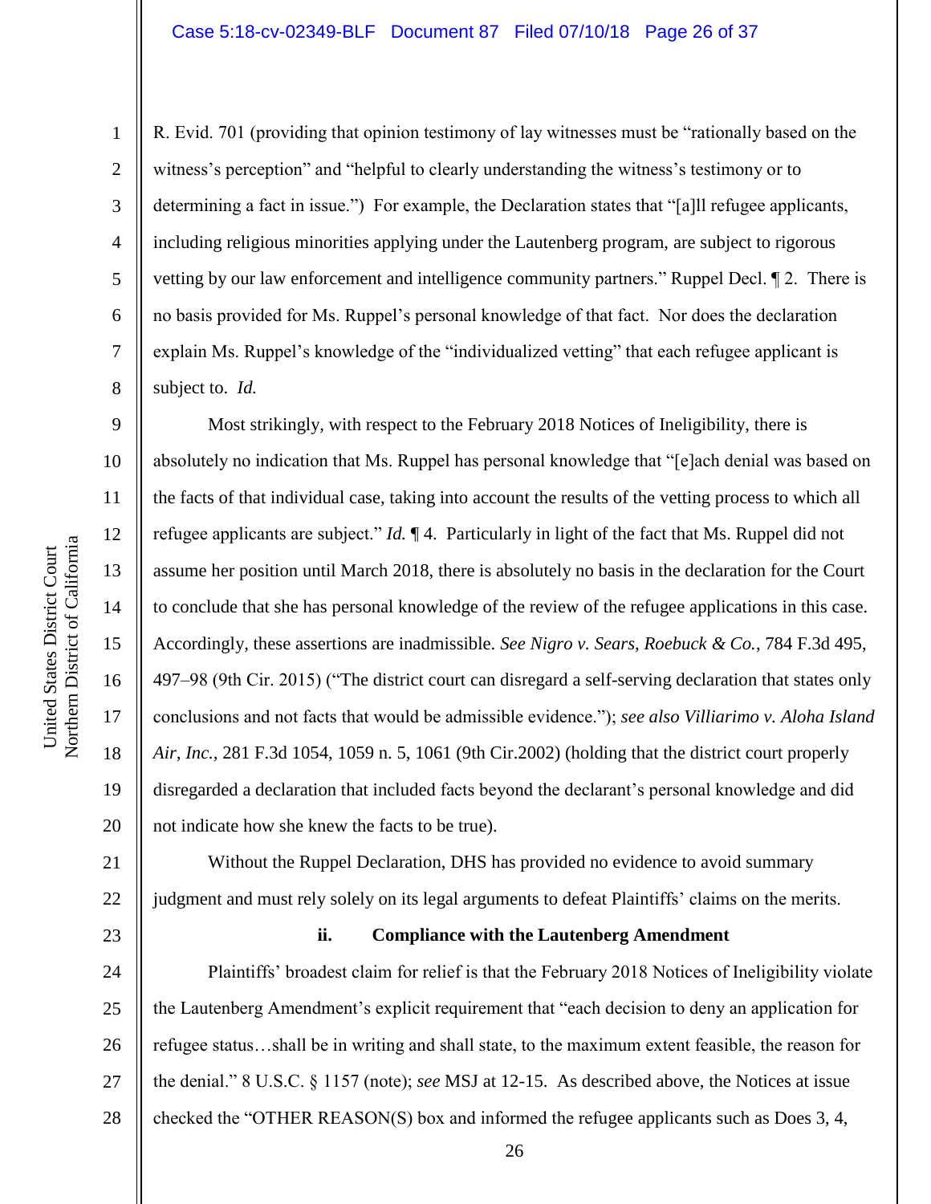R. Evid. 701 (providing that opinion testimony of lay witnesses must be "rationally based on the witness's perception" and "helpful to clearly understanding the witness's testimony or to determining a fact in issue.") For example, the Declaration states that "[a]ll refugee applicants, including religious minorities applying under the Lautenberg program, are subject to rigorous vetting by our law enforcement and intelligence community partners." Ruppel Decl. ¶ 2. There is no basis provided for Ms. Ruppel's personal knowledge of that fact. Nor does the declaration explain Ms. Ruppel's knowledge of the "individualized vetting" that each refugee applicant is subject to. *Id.*

Most strikingly, with respect to the February 2018 Notices of Ineligibility, there is absolutely no indication that Ms. Ruppel has personal knowledge that "[e]ach denial was based on the facts of that individual case, taking into account the results of the vetting process to which all refugee applicants are subject." *Id.* ¶ 4. Particularly in light of the fact that Ms. Ruppel did not assume her position until March 2018, there is absolutely no basis in the declaration for the Court to conclude that she has personal knowledge of the review of the refugee applications in this case. Accordingly, these assertions are inadmissible. *See Nigro v. Sears, Roebuck & Co.*, 784 F.3d 495, 497–98 (9th Cir. 2015) ("The district court can disregard a self-serving declaration that states only conclusions and not facts that would be admissible evidence."); *see also Villiarimo v. Aloha Island Air, Inc.*, 281 F.3d 1054, 1059 n. 5, 1061 (9th Cir.2002) (holding that the district court properly disregarded a declaration that included facts beyond the declarant's personal knowledge and did not indicate how she knew the facts to be true).

Without the Ruppel Declaration, DHS has provided no evidence to avoid summary judgment and must rely solely on its legal arguments to defeat Plaintiffs' claims on the merits.

**ii. Compliance with the Lautenberg Amendment**

Plaintiffs' broadest claim for relief is that the February 2018 Notices of Ineligibility violate the Lautenberg Amendment's explicit requirement that "each decision to deny an application for refugee status…shall be in writing and shall state, to the maximum extent feasible, the reason for the denial." 8 U.S.C. § 1157 (note); *see* MSJ at 12-15. As described above, the Notices at issue checked the "OTHER REASON(S) box and informed the refugee applicants such as Does 3, 4,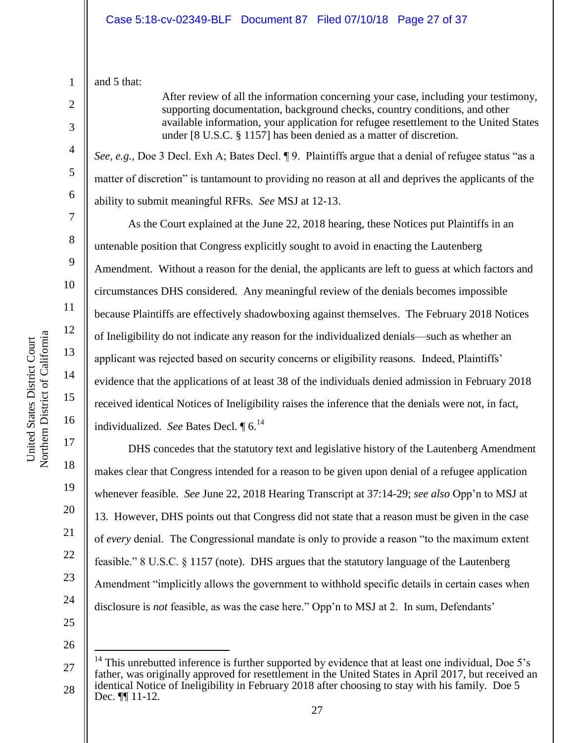and 5 that:

> After review of all the information concerning your case, including your testimony, supporting documentation, background checks, country conditions, and other available information, your application for refugee resettlement to the United States under [8 U.S.C. § 1157] has been denied as a matter of discretion.

*See, e.g.*, Doe 3 Decl. Exh A; Bates Decl. ¶ 9. Plaintiffs argue that a denial of refugee status "as a matter of discretion" is tantamount to providing no reason at all and deprives the applicants of the ability to submit meaningful RFRs. *See* MSJ at 12-13.

As the Court explained at the June 22, 2018 hearing, these Notices put Plaintiffs in an untenable position that Congress explicitly sought to avoid in enacting the Lautenberg Amendment. Without a reason for the denial, the applicants are left to guess at which factors and circumstances DHS considered. Any meaningful review of the denials becomes impossible because Plaintiffs are effectively shadowboxing against themselves. The February 2018 Notices of Ineligibility do not indicate any reason for the individualized denials—such as whether an applicant was rejected based on security concerns or eligibility reasons. Indeed, Plaintiffs' evidence that the applications of at least 38 of the individuals denied admission in February 2018 received identical Notices of Ineligibility raises the inference that the denials were not, in fact, individualized. *See* Bates Decl. ¶ 6.[14]

DHS concedes that the statutory text and legislative history of the Lautenberg Amendment makes clear that Congress intended for a reason to be given upon denial of a refugee application whenever feasible. *See* June 22, 2018 Hearing Transcript at 37:14-29; *see also* Opp'n to MSJ at 13. However, DHS points out that Congress did not state that a reason must be given in the case of *every* denial. The Congressional mandate is only to provide a reason "to the maximum extent feasible." 8 U.S.C. § 1157 (note). DHS argues that the statutory language of the Lautenberg Amendment "implicitly allows the government to withhold specific details in certain cases when disclosure is *not* feasible, as was the case here." Opp'n to MSJ at 2. In sum, Defendants'

---

[14] This unrebutted inference is further supported by evidence that at least one individual, Doe 5's father, was originally approved for resettlement in the United States in April 2017, but received an identical Notice of Ineligibility in February 2018 after choosing to stay with his family. Doe 5 Dec. ¶¶ 11-12.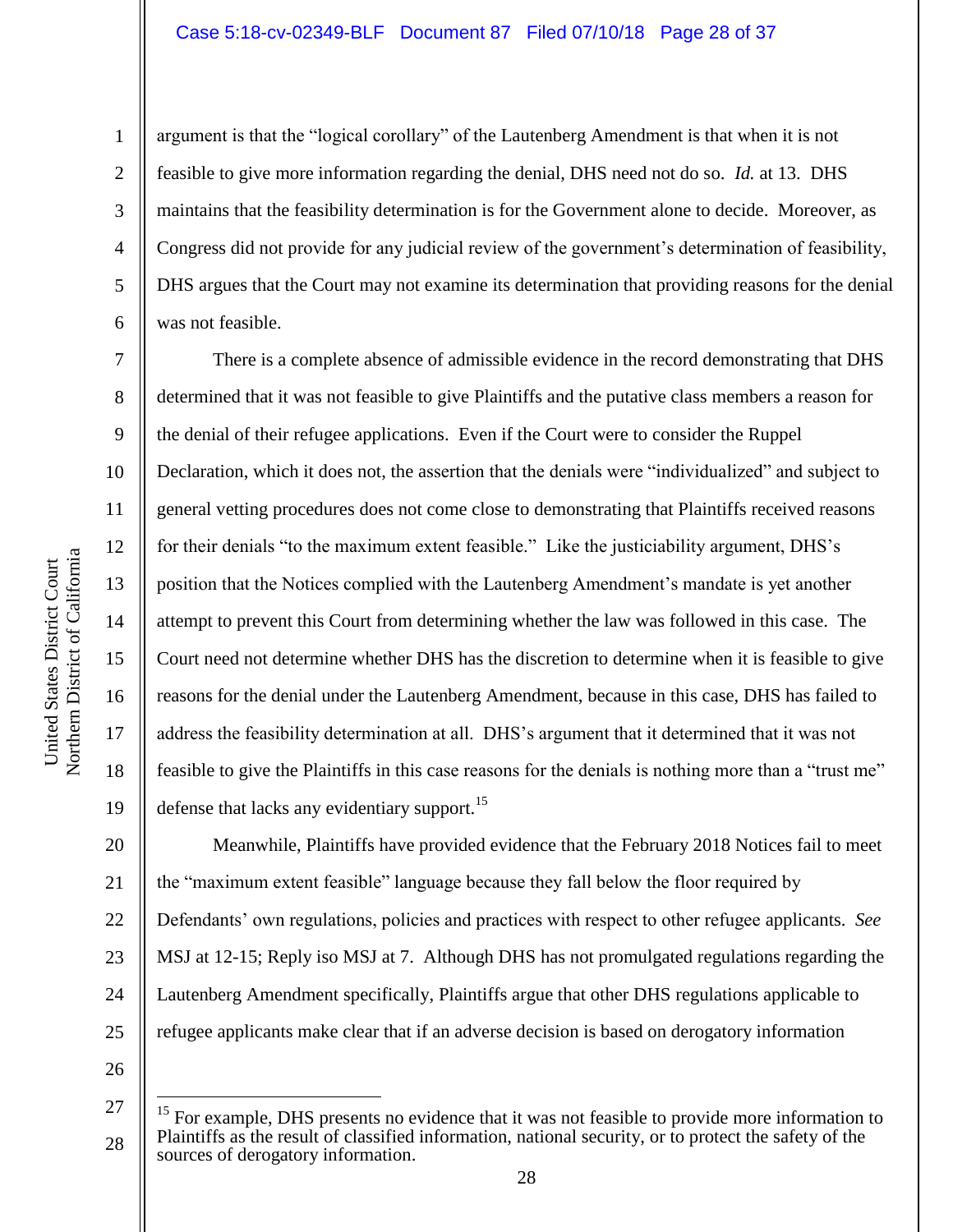argument is that the "logical corollary" of the Lautenberg Amendment is that when it is not feasible to give more information regarding the denial, DHS need not do so. *Id.* at 13. DHS maintains that the feasibility determination is for the Government alone to decide. Moreover, as Congress did not provide for any judicial review of the government's determination of feasibility, DHS argues that the Court may not examine its determination that providing reasons for the denial was not feasible.

There is a complete absence of admissible evidence in the record demonstrating that DHS determined that it was not feasible to give Plaintiffs and the putative class members a reason for the denial of their refugee applications. Even if the Court were to consider the Ruppel Declaration, which it does not, the assertion that the denials were "individualized" and subject to general vetting procedures does not come close to demonstrating that Plaintiffs received reasons for their denials "to the maximum extent feasible." Like the justiciability argument, DHS's position that the Notices complied with the Lautenberg Amendment's mandate is yet another attempt to prevent this Court from determining whether the law was followed in this case. The Court need not determine whether DHS has the discretion to determine when it is feasible to give reasons for the denial under the Lautenberg Amendment, because in this case, DHS has failed to address the feasibility determination at all. DHS's argument that it determined that it was not feasible to give the Plaintiffs in this case reasons for the denials is nothing more than a "trust me" defense that lacks any evidentiary support.[15]

Meanwhile, Plaintiffs have provided evidence that the February 2018 Notices fail to meet the "maximum extent feasible" language because they fall below the floor required by Defendants' own regulations, policies and practices with respect to other refugee applicants. *See* MSJ at 12-15; Reply iso MSJ at 7. Although DHS has not promulgated regulations regarding the Lautenberg Amendment specifically, Plaintiffs argue that other DHS regulations applicable to refugee applicants make clear that if an adverse decision is based on derogatory information

---

[15] For example, DHS presents no evidence that it was not feasible to provide more information to Plaintiffs as the result of classified information, national security, or to protect the safety of the sources of derogatory information.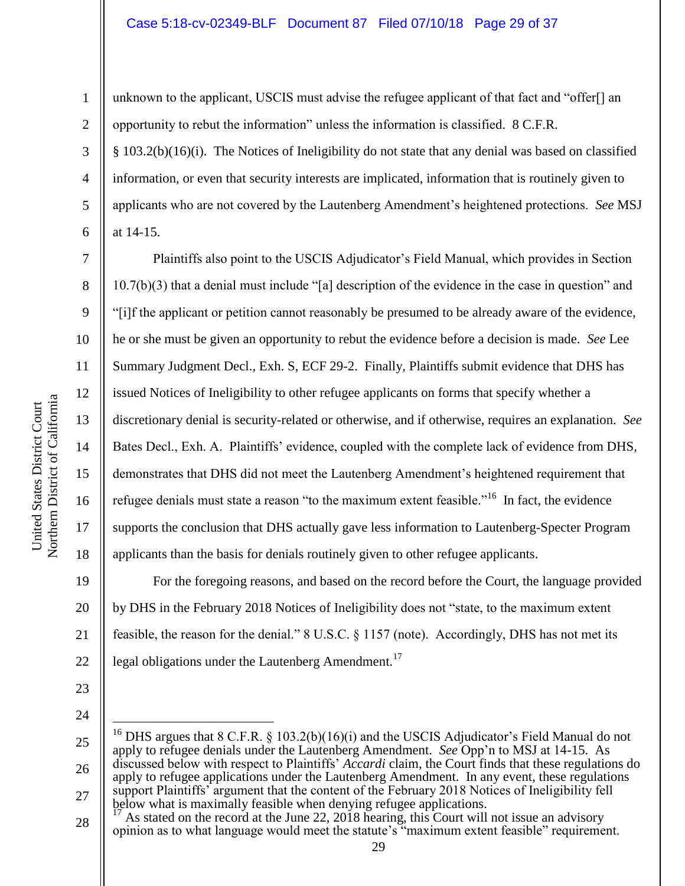unknown to the applicant, USCIS must advise the refugee applicant of that fact and "offer[] an opportunity to rebut the information" unless the information is classified. 8 C.F.R. § 103.2(b)(16)(i). The Notices of Ineligibility do not state that any denial was based on classified information, or even that security interests are implicated, information that is routinely given to applicants who are not covered by the Lautenberg Amendment's heightened protections. *See* MSJ at 14-15.

Plaintiffs also point to the USCIS Adjudicator's Field Manual, which provides in Section 10.7(b)(3) that a denial must include "[a] description of the evidence in the case in question" and "[i]f the applicant or petition cannot reasonably be presumed to be already aware of the evidence, he or she must be given an opportunity to rebut the evidence before a decision is made. *See* Lee Summary Judgment Decl., Exh. S, ECF 29-2. Finally, Plaintiffs submit evidence that DHS has issued Notices of Ineligibility to other refugee applicants on forms that specify whether a discretionary denial is security-related or otherwise, and if otherwise, requires an explanation. *See* Bates Decl., Exh. A. Plaintiffs' evidence, coupled with the complete lack of evidence from DHS, demonstrates that DHS did not meet the Lautenberg Amendment's heightened requirement that refugee denials must state a reason "to the maximum extent feasible."[16] In fact, the evidence supports the conclusion that DHS actually gave less information to Lautenberg-Specter Program applicants than the basis for denials routinely given to other refugee applicants.

For the foregoing reasons, and based on the record before the Court, the language provided by DHS in the February 2018 Notices of Ineligibility does not "state, to the maximum extent feasible, the reason for the denial." 8 U.S.C. § 1157 (note). Accordingly, DHS has not met its legal obligations under the Lautenberg Amendment.[17]

---

[16] DHS argues that 8 C.F.R. § 103.2(b)(16)(i) and the USCIS Adjudicator's Field Manual do not apply to refugee denials under the Lautenberg Amendment. *See* Opp'n to MSJ at 14-15. As discussed below with respect to Plaintiffs' *Accardi* claim, the Court finds that these regulations do apply to refugee applications under the Lautenberg Amendment. In any event, these regulations support Plaintiffs' argument that the content of the February 2018 Notices of Ineligibility fell below what is maximally feasible when denying refugee applications.

[17] As stated on the record at the June 22, 2018 hearing, this Court will not issue an advisory opinion as to what language would meet the statute's "maximum extent feasible" requirement.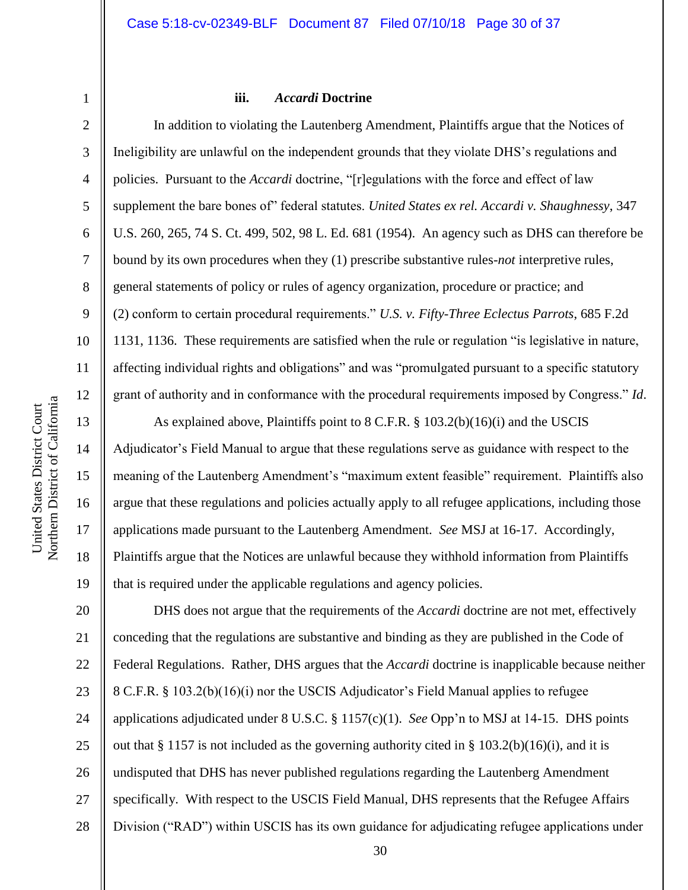### iii. *Accardi* Doctrine

In addition to violating the Lautenberg Amendment, Plaintiffs argue that the Notices of Ineligibility are unlawful on the independent grounds that they violate DHS's regulations and policies. Pursuant to the *Accardi* doctrine, "[r]egulations with the force and effect of law supplement the bare bones of" federal statutes. *United States ex rel. Accardi v. Shaughnessy*, 347 U.S. 260, 265, 74 S. Ct. 499, 502, 98 L. Ed. 681 (1954). An agency such as DHS can therefore be bound by its own procedures when they (1) prescribe substantive rules-*not* interpretive rules, general statements of policy or rules of agency organization, procedure or practice; and (2) conform to certain procedural requirements." *U.S. v. Fifty-Three Eclectus Parrots*, 685 F.2d 1131, 1136. These requirements are satisfied when the rule or regulation "is legislative in nature, affecting individual rights and obligations" and was "promulgated pursuant to a specific statutory grant of authority and in conformance with the procedural requirements imposed by Congress." *Id*.

As explained above, Plaintiffs point to 8 C.F.R. § 103.2(b)(16)(i) and the USCIS Adjudicator's Field Manual to argue that these regulations serve as guidance with respect to the meaning of the Lautenberg Amendment's "maximum extent feasible" requirement. Plaintiffs also argue that these regulations and policies actually apply to all refugee applications, including those applications made pursuant to the Lautenberg Amendment. *See* MSJ at 16-17. Accordingly, Plaintiffs argue that the Notices are unlawful because they withhold information from Plaintiffs that is required under the applicable regulations and agency policies.

DHS does not argue that the requirements of the *Accardi* doctrine are not met, effectively conceding that the regulations are substantive and binding as they are published in the Code of Federal Regulations. Rather, DHS argues that the *Accardi* doctrine is inapplicable because neither 8 C.F.R. § 103.2(b)(16)(i) nor the USCIS Adjudicator's Field Manual applies to refugee applications adjudicated under 8 U.S.C. § 1157(c)(1). *See* Opp'n to MSJ at 14-15. DHS points out that § 1157 is not included as the governing authority cited in § 103.2(b)(16)(i), and it is undisputed that DHS has never published regulations regarding the Lautenberg Amendment specifically. With respect to the USCIS Field Manual, DHS represents that the Refugee Affairs Division ("RAD") within USCIS has its own guidance for adjudicating refugee applications under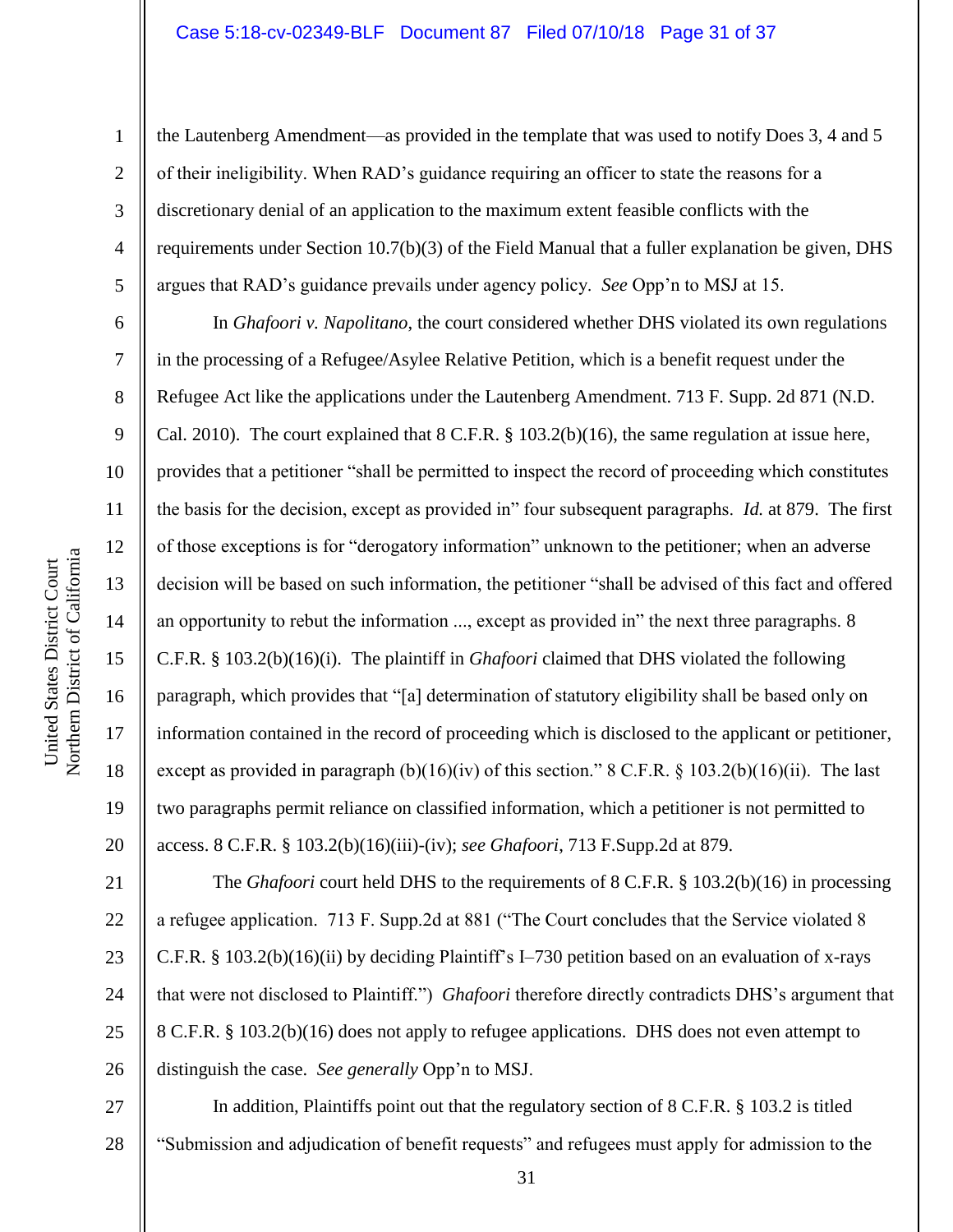the Lautenberg Amendment—as provided in the template that was used to notify Does 3, 4 and 5 of their ineligibility. When RAD's guidance requiring an officer to state the reasons for a discretionary denial of an application to the maximum extent feasible conflicts with the requirements under Section 10.7(b)(3) of the Field Manual that a fuller explanation be given, DHS argues that RAD's guidance prevails under agency policy. *See* Opp'n to MSJ at 15.

In *Ghafoori v. Napolitano*, the court considered whether DHS violated its own regulations in the processing of a Refugee/Asylee Relative Petition, which is a benefit request under the Refugee Act like the applications under the Lautenberg Amendment. 713 F. Supp. 2d 871 (N.D. Cal. 2010). The court explained that 8 C.F.R. § 103.2(b)(16), the same regulation at issue here, provides that a petitioner "shall be permitted to inspect the record of proceeding which constitutes the basis for the decision, except as provided in" four subsequent paragraphs. *Id.* at 879. The first of those exceptions is for "derogatory information" unknown to the petitioner; when an adverse decision will be based on such information, the petitioner "shall be advised of this fact and offered an opportunity to rebut the information ..., except as provided in" the next three paragraphs. 8 C.F.R. § 103.2(b)(16)(i). The plaintiff in *Ghafoori* claimed that DHS violated the following paragraph, which provides that "[a] determination of statutory eligibility shall be based only on information contained in the record of proceeding which is disclosed to the applicant or petitioner, except as provided in paragraph (b)(16)(iv) of this section." 8 C.F.R. § 103.2(b)(16)(ii). The last two paragraphs permit reliance on classified information, which a petitioner is not permitted to access. 8 C.F.R. § 103.2(b)(16)(iii)-(iv); *see Ghafoori*, 713 F.Supp.2d at 879.

The *Ghafoori* court held DHS to the requirements of 8 C.F.R. § 103.2(b)(16) in processing a refugee application. 713 F. Supp.2d at 881 ("The Court concludes that the Service violated 8 C.F.R. § 103.2(b)(16)(ii) by deciding Plaintiff's I–730 petition based on an evaluation of x-rays that were not disclosed to Plaintiff.") *Ghafoori* therefore directly contradicts DHS's argument that 8 C.F.R. § 103.2(b)(16) does not apply to refugee applications. DHS does not even attempt to distinguish the case. *See generally* Opp'n to MSJ.

In addition, Plaintiffs point out that the regulatory section of 8 C.F.R. § 103.2 is titled "Submission and adjudication of benefit requests" and refugees must apply for admission to the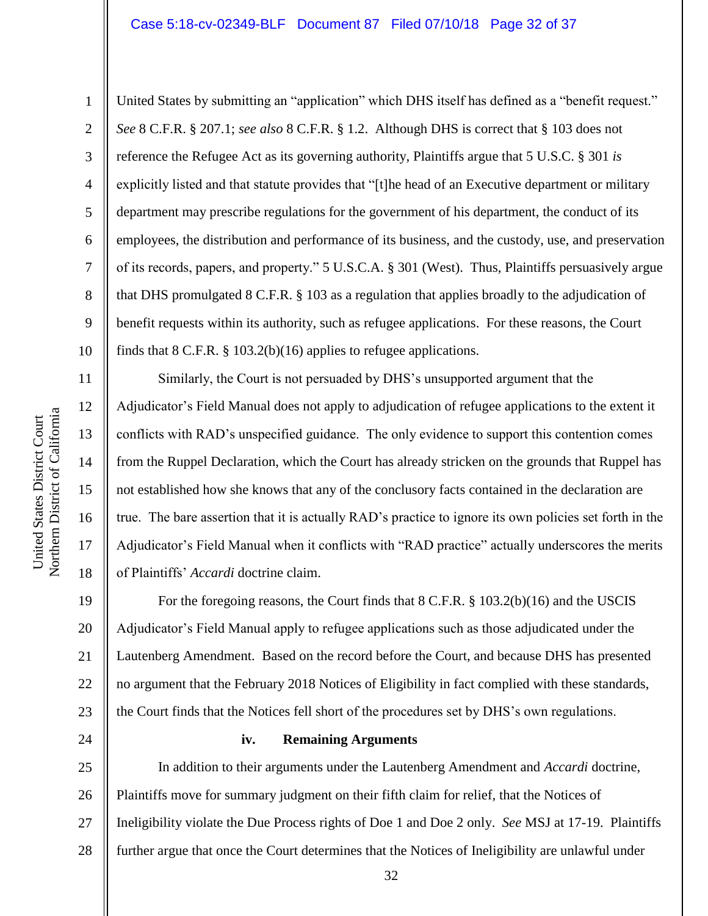United States by submitting an "application" which DHS itself has defined as a "benefit request." *See* 8 C.F.R. § 207.1; *see also* 8 C.F.R. § 1.2. Although DHS is correct that § 103 does not reference the Refugee Act as its governing authority, Plaintiffs argue that 5 U.S.C. § 301 *is* explicitly listed and that statute provides that "[t]he head of an Executive department or military department may prescribe regulations for the government of his department, the conduct of its employees, the distribution and performance of its business, and the custody, use, and preservation of its records, papers, and property." 5 U.S.C.A. § 301 (West). Thus, Plaintiffs persuasively argue that DHS promulgated 8 C.F.R. § 103 as a regulation that applies broadly to the adjudication of benefit requests within its authority, such as refugee applications. For these reasons, the Court finds that 8 C.F.R. § 103.2(b)(16) applies to refugee applications.

Similarly, the Court is not persuaded by DHS's unsupported argument that the Adjudicator's Field Manual does not apply to adjudication of refugee applications to the extent it conflicts with RAD's unspecified guidance. The only evidence to support this contention comes from the Ruppel Declaration, which the Court has already stricken on the grounds that Ruppel has not established how she knows that any of the conclusory facts contained in the declaration are true. The bare assertion that it is actually RAD's practice to ignore its own policies set forth in the Adjudicator's Field Manual when it conflicts with "RAD practice" actually underscores the merits of Plaintiffs' *Accardi* doctrine claim.

For the foregoing reasons, the Court finds that 8 C.F.R. § 103.2(b)(16) and the USCIS Adjudicator's Field Manual apply to refugee applications such as those adjudicated under the Lautenberg Amendment. Based on the record before the Court, and because DHS has presented no argument that the February 2018 Notices of Eligibility in fact complied with these standards, the Court finds that the Notices fell short of the procedures set by DHS's own regulations.

#### iv. Remaining Arguments

In addition to their arguments under the Lautenberg Amendment and *Accardi* doctrine, Plaintiffs move for summary judgment on their fifth claim for relief, that the Notices of Ineligibility violate the Due Process rights of Doe 1 and Doe 2 only. *See* MSJ at 17-19. Plaintiffs further argue that once the Court determines that the Notices of Ineligibility are unlawful under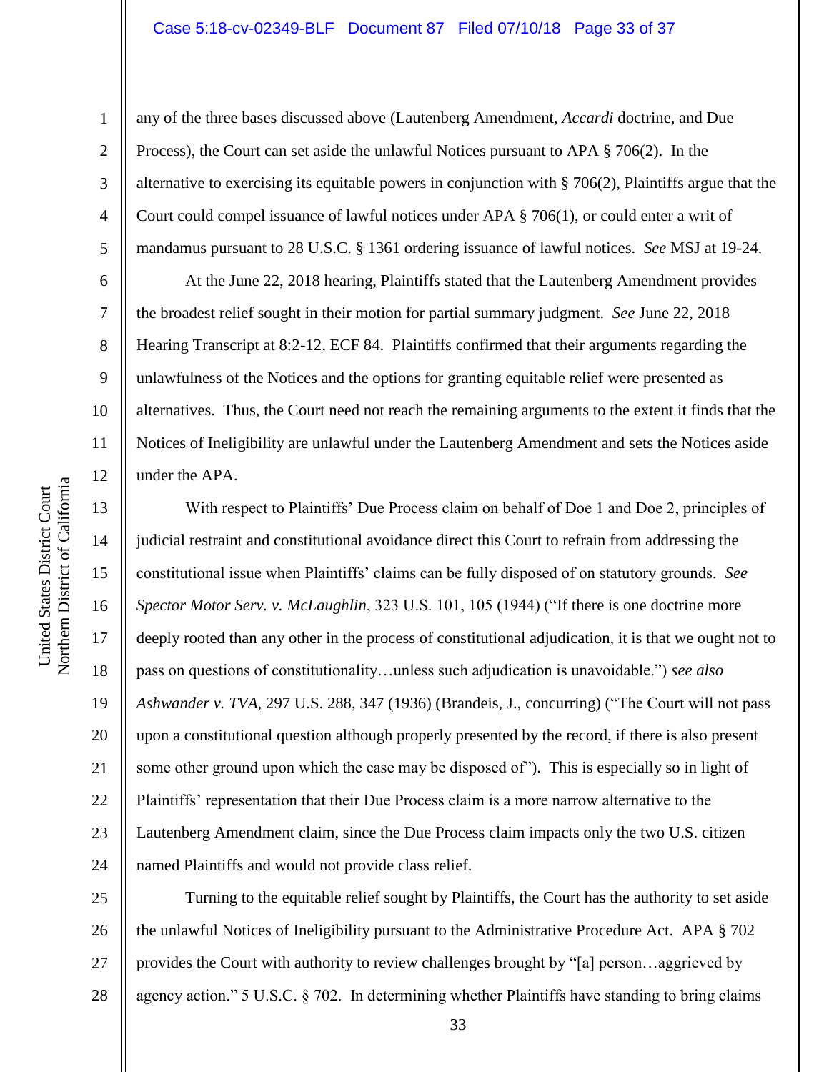any of the three bases discussed above (Lautenberg Amendment, *Accardi* doctrine, and Due Process), the Court can set aside the unlawful Notices pursuant to APA § 706(2). In the alternative to exercising its equitable powers in conjunction with § 706(2), Plaintiffs argue that the Court could compel issuance of lawful notices under APA § 706(1), or could enter a writ of mandamus pursuant to 28 U.S.C. § 1361 ordering issuance of lawful notices. *See* MSJ at 19-24.

At the June 22, 2018 hearing, Plaintiffs stated that the Lautenberg Amendment provides the broadest relief sought in their motion for partial summary judgment. *See* June 22, 2018 Hearing Transcript at 8:2-12, ECF 84. Plaintiffs confirmed that their arguments regarding the unlawfulness of the Notices and the options for granting equitable relief were presented as alternatives. Thus, the Court need not reach the remaining arguments to the extent it finds that the Notices of Ineligibility are unlawful under the Lautenberg Amendment and sets the Notices aside under the APA.

With respect to Plaintiffs' Due Process claim on behalf of Doe 1 and Doe 2, principles of judicial restraint and constitutional avoidance direct this Court to refrain from addressing the constitutional issue when Plaintiffs' claims can be fully disposed of on statutory grounds. *See Spector Motor Serv. v. McLaughlin*, 323 U.S. 101, 105 (1944) ("If there is one doctrine more deeply rooted than any other in the process of constitutional adjudication, it is that we ought not to pass on questions of constitutionality…unless such adjudication is unavoidable.") *see also Ashwander v. TVA*, 297 U.S. 288, 347 (1936) (Brandeis, J., concurring) ("The Court will not pass upon a constitutional question although properly presented by the record, if there is also present some other ground upon which the case may be disposed of"). This is especially so in light of Plaintiffs' representation that their Due Process claim is a more narrow alternative to the Lautenberg Amendment claim, since the Due Process claim impacts only the two U.S. citizen named Plaintiffs and would not provide class relief.

Turning to the equitable relief sought by Plaintiffs, the Court has the authority to set aside the unlawful Notices of Ineligibility pursuant to the Administrative Procedure Act. APA § 702 provides the Court with authority to review challenges brought by "[a] person…aggrieved by agency action." 5 U.S.C. § 702. In determining whether Plaintiffs have standing to bring claims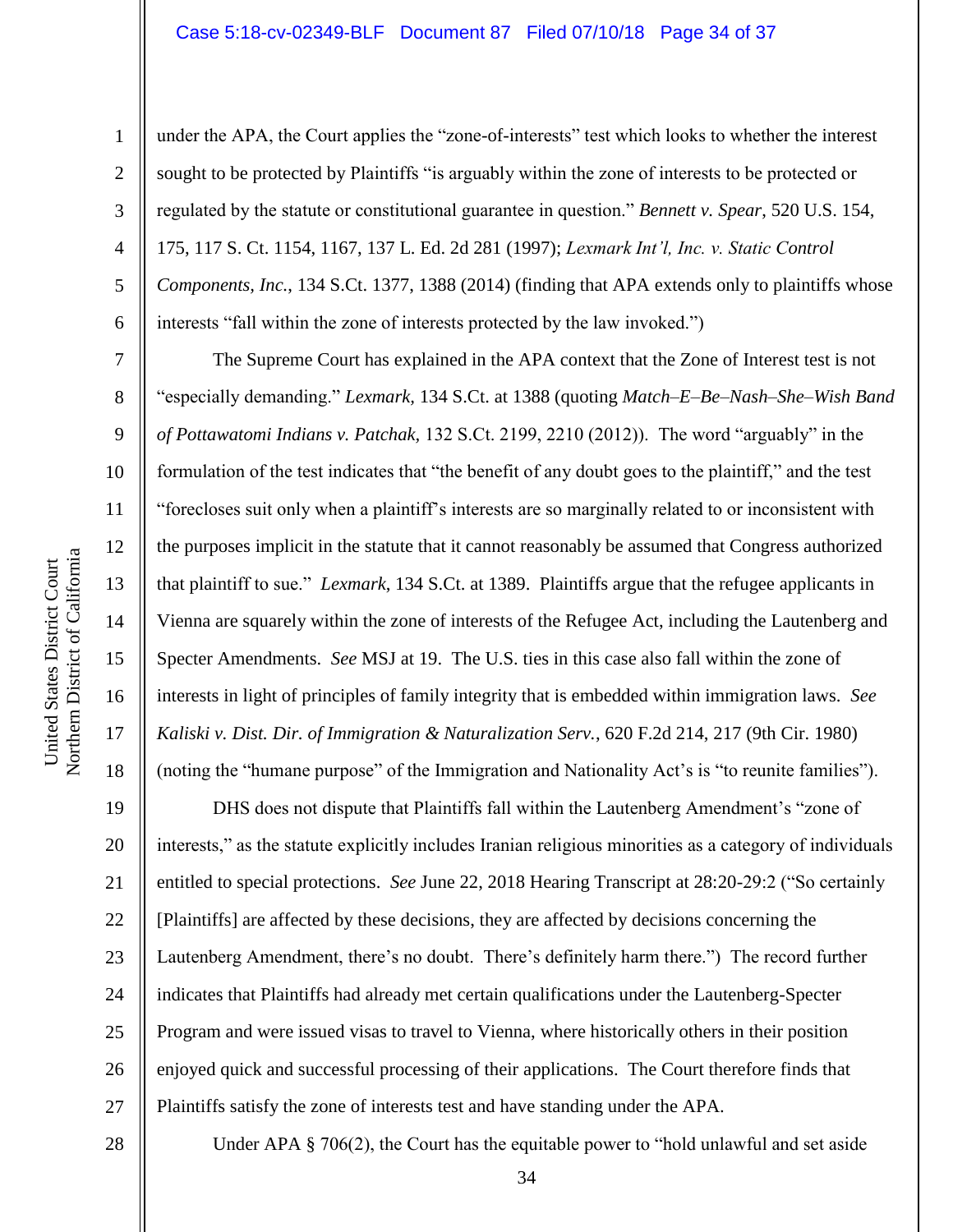under the APA, the Court applies the "zone-of-interests" test which looks to whether the interest sought to be protected by Plaintiffs "is arguably within the zone of interests to be protected or regulated by the statute or constitutional guarantee in question." *Bennett v. Spear*, 520 U.S. 154, 175, 117 S. Ct. 1154, 1167, 137 L. Ed. 2d 281 (1997); *Lexmark Int'l, Inc. v. Static Control Components, Inc.*, 134 S.Ct. 1377, 1388 (2014) (finding that APA extends only to plaintiffs whose interests "fall within the zone of interests protected by the law invoked.")

The Supreme Court has explained in the APA context that the Zone of Interest test is not "especially demanding." *Lexmark*, 134 S.Ct. at 1388 (quoting *Match–E–Be–Nash–She–Wish Band of Pottawatomi Indians v. Patchak*, 132 S.Ct. 2199, 2210 (2012)). The word "arguably" in the formulation of the test indicates that "the benefit of any doubt goes to the plaintiff," and the test "forecloses suit only when a plaintiff's interests are so marginally related to or inconsistent with the purposes implicit in the statute that it cannot reasonably be assumed that Congress authorized that plaintiff to sue." *Lexmark*, 134 S.Ct. at 1389. Plaintiffs argue that the refugee applicants in Vienna are squarely within the zone of interests of the Refugee Act, including the Lautenberg and Specter Amendments. *See* MSJ at 19. The U.S. ties in this case also fall within the zone of interests in light of principles of family integrity that is embedded within immigration laws. *See Kaliski v. Dist. Dir. of Immigration & Naturalization Serv.*, 620 F.2d 214, 217 (9th Cir. 1980) (noting the "humane purpose" of the Immigration and Nationality Act's is "to reunite families").

DHS does not dispute that Plaintiffs fall within the Lautenberg Amendment's "zone of interests," as the statute explicitly includes Iranian religious minorities as a category of individuals entitled to special protections. *See* June 22, 2018 Hearing Transcript at 28:20-29:2 ("So certainly [Plaintiffs] are affected by these decisions, they are affected by decisions concerning the Lautenberg Amendment, there's no doubt. There's definitely harm there.") The record further indicates that Plaintiffs had already met certain qualifications under the Lautenberg-Specter Program and were issued visas to travel to Vienna, where historically others in their position enjoyed quick and successful processing of their applications. The Court therefore finds that Plaintiffs satisfy the zone of interests test and have standing under the APA.

Under APA § 706(2), the Court has the equitable power to "hold unlawful and set aside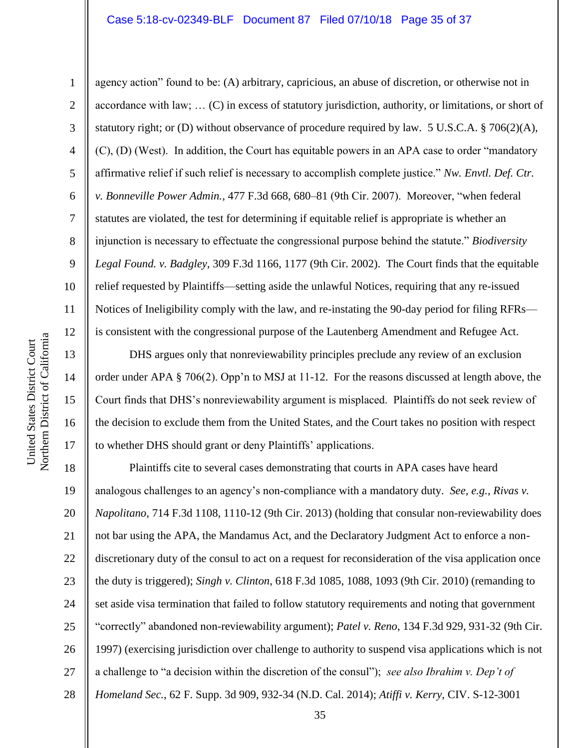agency action" found to be: (A) arbitrary, capricious, an abuse of discretion, or otherwise not in accordance with law; … (C) in excess of statutory jurisdiction, authority, or limitations, or short of statutory right; or (D) without observance of procedure required by law. 5 U.S.C.A. § 706(2)(A), (C), (D) (West). In addition, the Court has equitable powers in an APA case to order "mandatory affirmative relief if such relief is necessary to accomplish complete justice." *Nw. Envtl. Def. Ctr. v. Bonneville Power Admin.*, 477 F.3d 668, 680–81 (9th Cir. 2007). Moreover, "when federal statutes are violated, the test for determining if equitable relief is appropriate is whether an injunction is necessary to effectuate the congressional purpose behind the statute." *Biodiversity Legal Found. v. Badgley*, 309 F.3d 1166, 1177 (9th Cir. 2002). The Court finds that the equitable relief requested by Plaintiffs—setting aside the unlawful Notices, requiring that any re-issued Notices of Ineligibility comply with the law, and re-instating the 90-day period for filing RFRs—is consistent with the congressional purpose of the Lautenberg Amendment and Refugee Act.

DHS argues only that nonreviewability principles preclude any review of an exclusion order under APA § 706(2). Opp'n to MSJ at 11-12. For the reasons discussed at length above, the Court finds that DHS's nonreviewability argument is misplaced. Plaintiffs do not seek review of the decision to exclude them from the United States, and the Court takes no position with respect to whether DHS should grant or deny Plaintiffs' applications.

Plaintiffs cite to several cases demonstrating that courts in APA cases have heard analogous challenges to an agency's non-compliance with a mandatory duty. *See, e.g.*, *Rivas v. Napolitano*, 714 F.3d 1108, 1110-12 (9th Cir. 2013) (holding that consular non-reviewability does not bar using the APA, the Mandamus Act, and the Declaratory Judgment Act to enforce a non-discretionary duty of the consul to act on a request for reconsideration of the visa application once the duty is triggered); *Singh v. Clinton*, 618 F.3d 1085, 1088, 1093 (9th Cir. 2010) (remanding to set aside visa termination that failed to follow statutory requirements and noting that government "correctly" abandoned non-reviewability argument); *Patel v. Reno*, 134 F.3d 929, 931-32 (9th Cir. 1997) (exercising jurisdiction over challenge to authority to suspend visa applications which is not a challenge to "a decision within the discretion of the consul"); *see also Ibrahim v. Dep't of Homeland Sec.*, 62 F. Supp. 3d 909, 932-34 (N.D. Cal. 2014); *Atiffi v. Kerry*, CIV. S-12-3001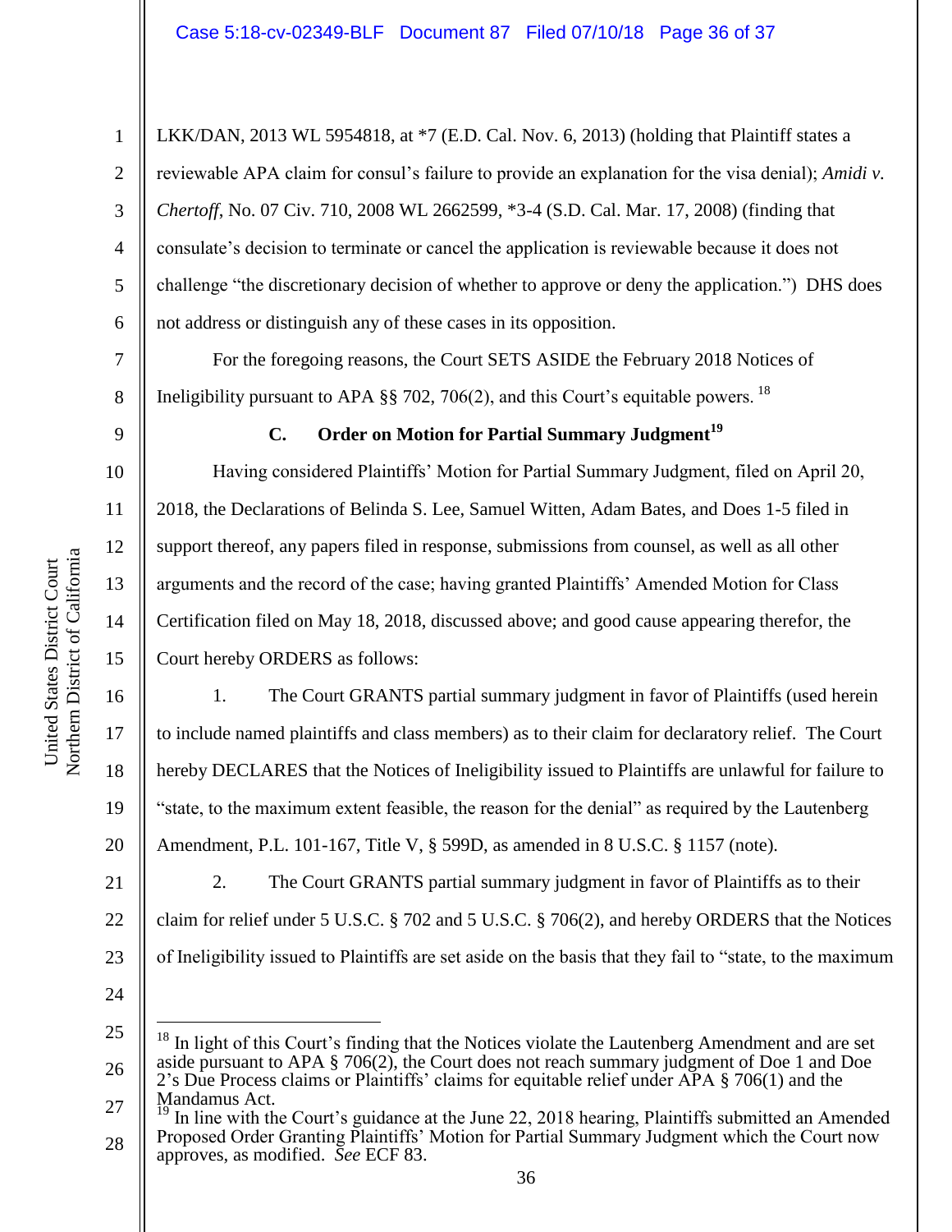LKK/DAN, 2013 WL 5954818, at *7 (E.D. Cal. Nov. 6, 2013) (holding that Plaintiff states a reviewable APA claim for consul's failure to provide an explanation for the visa denial); *Amidi v. Chertoff*, No. 07 Civ. 710, 2008 WL 2662599, *3-4 (S.D. Cal. Mar. 17, 2008) (finding that consulate's decision to terminate or cancel the application is reviewable because it does not challenge "the discretionary decision of whether to approve or deny the application.") DHS does not address or distinguish any of these cases in its opposition.

For the foregoing reasons, the Court SETS ASIDE the February 2018 Notices of Ineligibility pursuant to APA §§ 702, 706(2), and this Court's equitable powers. [18]

### C. Order on Motion for Partial Summary Judgment[19]

Having considered Plaintiffs' Motion for Partial Summary Judgment, filed on April 20, 2018, the Declarations of Belinda S. Lee, Samuel Witten, Adam Bates, and Does 1-5 filed in support thereof, any papers filed in response, submissions from counsel, as well as all other arguments and the record of the case; having granted Plaintiffs' Amended Motion for Class Certification filed on May 18, 2018, discussed above; and good cause appearing therefor, the Court hereby ORDERS as follows:

1. The Court GRANTS partial summary judgment in favor of Plaintiffs (used herein to include named plaintiffs and class members) as to their claim for declaratory relief. The Court hereby DECLARES that the Notices of Ineligibility issued to Plaintiffs are unlawful for failure to "state, to the maximum extent feasible, the reason for the denial" as required by the Lautenberg Amendment, P.L. 101-167, Title V, § 599D, as amended in 8 U.S.C. § 1157 (note).

2. The Court GRANTS partial summary judgment in favor of Plaintiffs as to their claim for relief under 5 U.S.C. § 702 and 5 U.S.C. § 706(2), and hereby ORDERS that the Notices of Ineligibility issued to Plaintiffs are set aside on the basis that they fail to "state, to the maximum

---

[18] In light of this Court's finding that the Notices violate the Lautenberg Amendment and are set aside pursuant to APA § 706(2), the Court does not reach summary judgment of Doe 1 and Doe 2's Due Process claims or Plaintiffs' claims for equitable relief under APA § 706(1) and the Mandamus Act.

[19] In line with the Court's guidance at the June 22, 2018 hearing, Plaintiffs submitted an Amended Proposed Order Granting Plaintiffs' Motion for Partial Summary Judgment which the Court now approves, as modified. *See* ECF 83.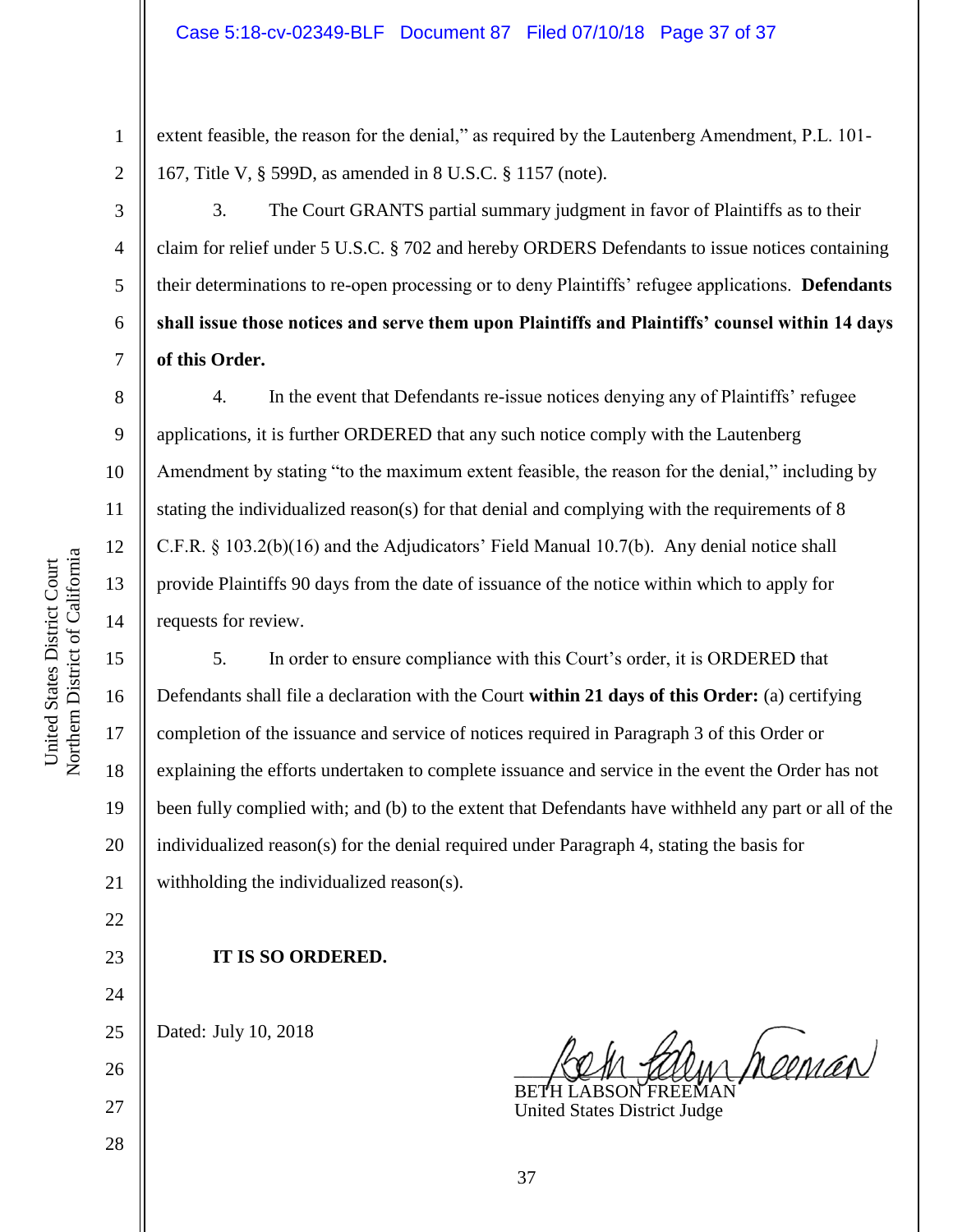extent feasible, the reason for the denial," as required by the Lautenberg Amendment, P.L. 101-167, Title V, § 599D, as amended in 8 U.S.C. § 1157 (note).

3. The Court GRANTS partial summary judgment in favor of Plaintiffs as to their claim for relief under 5 U.S.C. § 702 and hereby ORDERS Defendants to issue notices containing their determinations to re-open processing or to deny Plaintiffs' refugee applications. **Defendants shall issue those notices and serve them upon Plaintiffs and Plaintiffs' counsel within 14 days of this Order.**

4. In the event that Defendants re-issue notices denying any of Plaintiffs' refugee applications, it is further ORDERED that any such notice comply with the Lautenberg Amendment by stating "to the maximum extent feasible, the reason for the denial," including by stating the individualized reason(s) for that denial and complying with the requirements of 8 C.F.R. § 103.2(b)(16) and the Adjudicators' Field Manual 10.7(b). Any denial notice shall provide Plaintiffs 90 days from the date of issuance of the notice within which to apply for requests for review.

5. In order to ensure compliance with this Court's order, it is ORDERED that Defendants shall file a declaration with the Court **within 21 days of this Order:** (a) certifying completion of the issuance and service of notices required in Paragraph 3 of this Order or explaining the efforts undertaken to complete issuance and service in the event the Order has not been fully complied with; and (b) to the extent that Defendants have withheld any part or all of the individualized reason(s) for the denial required under Paragraph 4, stating the basis for withholding the individualized reason(s).

**IT IS SO ORDERED.**

Dated: July 10, 2018

BETH LABSON FREEMAN
United States District Judge